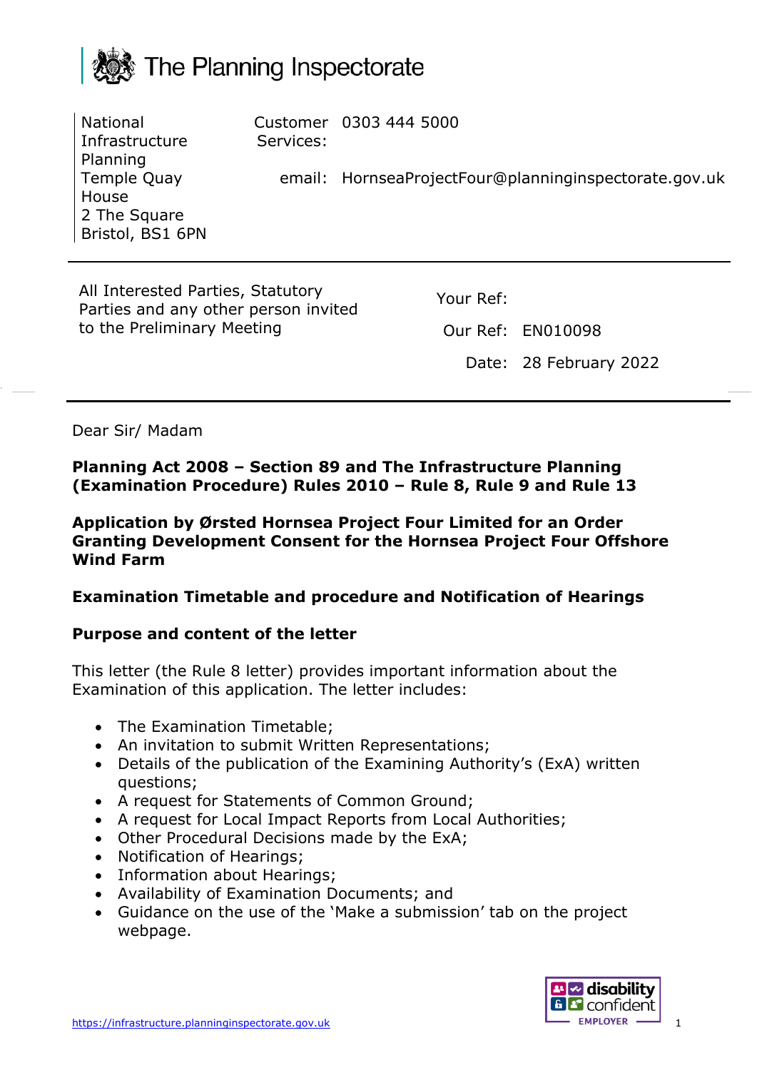The Planning Inspectorate

National Infrastructure Planning
Temple Quay House
2 The Square
Bristol, BS1 6PN

Customer Services: 0303 444 5000

email: HornseaProjectFour@planninginspectorate.gov.uk

All Interested Parties, Statutory Parties and any other person invited to the Preliminary Meeting

Your Ref:

Our Ref: EN010098

Date: 28 February 2022

Dear Sir/ Madam

**Planning Act 2008 – Section 89 and The Infrastructure Planning (Examination Procedure) Rules 2010 – Rule 8, Rule 9 and Rule 13**

**Application by Ørsted Hornsea Project Four Limited for an Order Granting Development Consent for the Hornsea Project Four Offshore Wind Farm**

**Examination Timetable and procedure and Notification of Hearings**

**Purpose and content of the letter**

This letter (the Rule 8 letter) provides important information about the Examination of this application. The letter includes:

- The Examination Timetable;
- An invitation to submit Written Representations;
- Details of the publication of the Examining Authority's (ExA) written questions;
- A request for Statements of Common Ground;
- A request for Local Impact Reports from Local Authorities;
- Other Procedural Decisions made by the ExA;
- Notification of Hearings;
- Information about Hearings;
- Availability of Examination Documents; and
- Guidance on the use of the 'Make a submission' tab on the project webpage.

https://infrastructure.planninginspectorate.gov.uk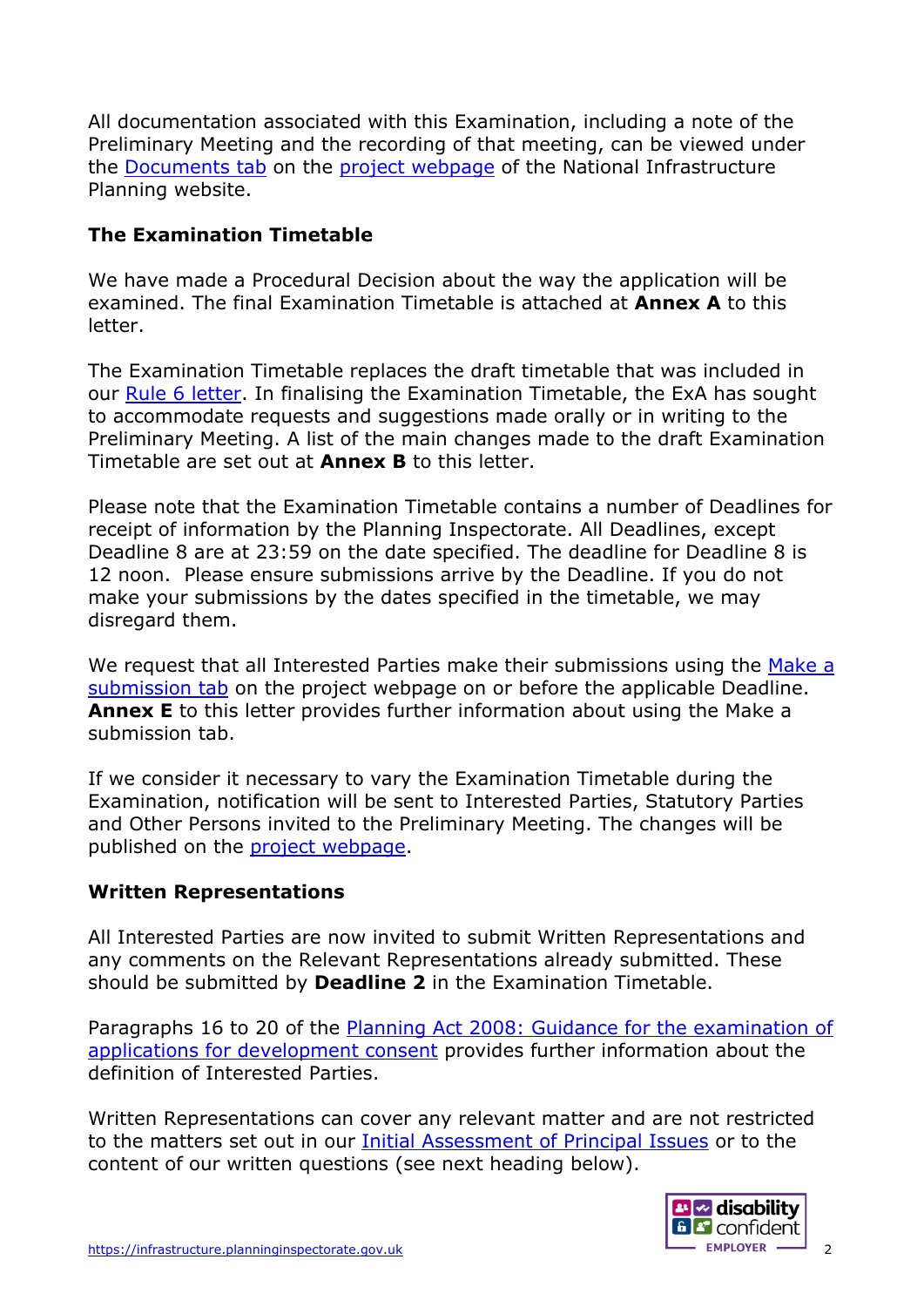All documentation associated with this Examination, including a note of the Preliminary Meeting and the recording of that meeting, can be viewed under the Documents tab on the project webpage of the National Infrastructure Planning website.

## The Examination Timetable

We have made a Procedural Decision about the way the application will be examined. The final Examination Timetable is attached at **Annex A** to this letter.

The Examination Timetable replaces the draft timetable that was included in our Rule 6 letter. In finalising the Examination Timetable, the ExA has sought to accommodate requests and suggestions made orally or in writing to the Preliminary Meeting. A list of the main changes made to the draft Examination Timetable are set out at **Annex B** to this letter.

Please note that the Examination Timetable contains a number of Deadlines for receipt of information by the Planning Inspectorate. All Deadlines, except Deadline 8 are at 23:59 on the date specified. The deadline for Deadline 8 is 12 noon. Please ensure submissions arrive by the Deadline. If you do not make your submissions by the dates specified in the timetable, we may disregard them.

We request that all Interested Parties make their submissions using the Make a submission tab on the project webpage on or before the applicable Deadline. **Annex E** to this letter provides further information about using the Make a submission tab.

If we consider it necessary to vary the Examination Timetable during the Examination, notification will be sent to Interested Parties, Statutory Parties and Other Persons invited to the Preliminary Meeting. The changes will be published on the project webpage.

## Written Representations

All Interested Parties are now invited to submit Written Representations and any comments on the Relevant Representations already submitted. These should be submitted by **Deadline 2** in the Examination Timetable.

Paragraphs 16 to 20 of the Planning Act 2008: Guidance for the examination of applications for development consent provides further information about the definition of Interested Parties.

Written Representations can cover any relevant matter and are not restricted to the matters set out in our Initial Assessment of Principal Issues or to the content of our written questions (see next heading below).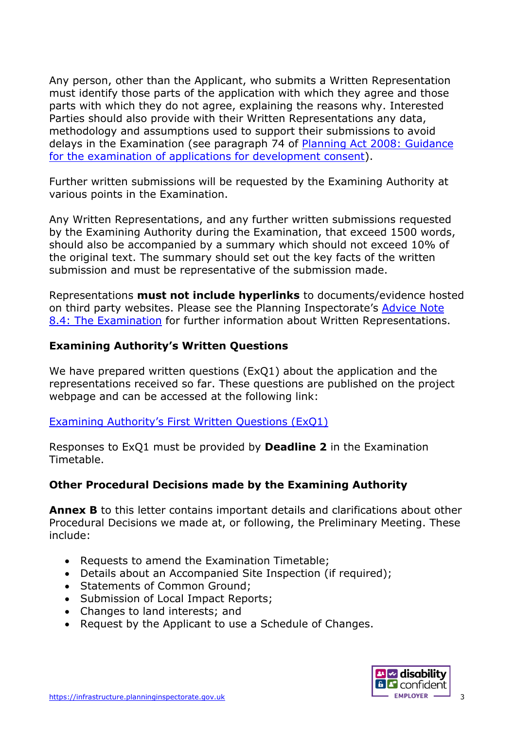Any person, other than the Applicant, who submits a Written Representation must identify those parts of the application with which they agree and those parts with which they do not agree, explaining the reasons why. Interested Parties should also provide with their Written Representations any data, methodology and assumptions used to support their submissions to avoid delays in the Examination (see paragraph 74 of Planning Act 2008: Guidance for the examination of applications for development consent).

Further written submissions will be requested by the Examining Authority at various points in the Examination.

Any Written Representations, and any further written submissions requested by the Examining Authority during the Examination, that exceed 1500 words, should also be accompanied by a summary which should not exceed 10% of the original text. The summary should set out the key facts of the written submission and must be representative of the submission made.

Representations **must not include hyperlinks** to documents/evidence hosted on third party websites. Please see the Planning Inspectorate's Advice Note 8.4: The Examination for further information about Written Representations.

### Examining Authority's Written Questions

We have prepared written questions (ExQ1) about the application and the representations received so far. These questions are published on the project webpage and can be accessed at the following link:

Examining Authority's First Written Questions (ExQ1)

Responses to ExQ1 must be provided by **Deadline 2** in the Examination Timetable.

### Other Procedural Decisions made by the Examining Authority

**Annex B** to this letter contains important details and clarifications about other Procedural Decisions we made at, or following, the Preliminary Meeting. These include:

- Requests to amend the Examination Timetable;
- Details about an Accompanied Site Inspection (if required);
- Statements of Common Ground;
- Submission of Local Impact Reports;
- Changes to land interests; and
- Request by the Applicant to use a Schedule of Changes.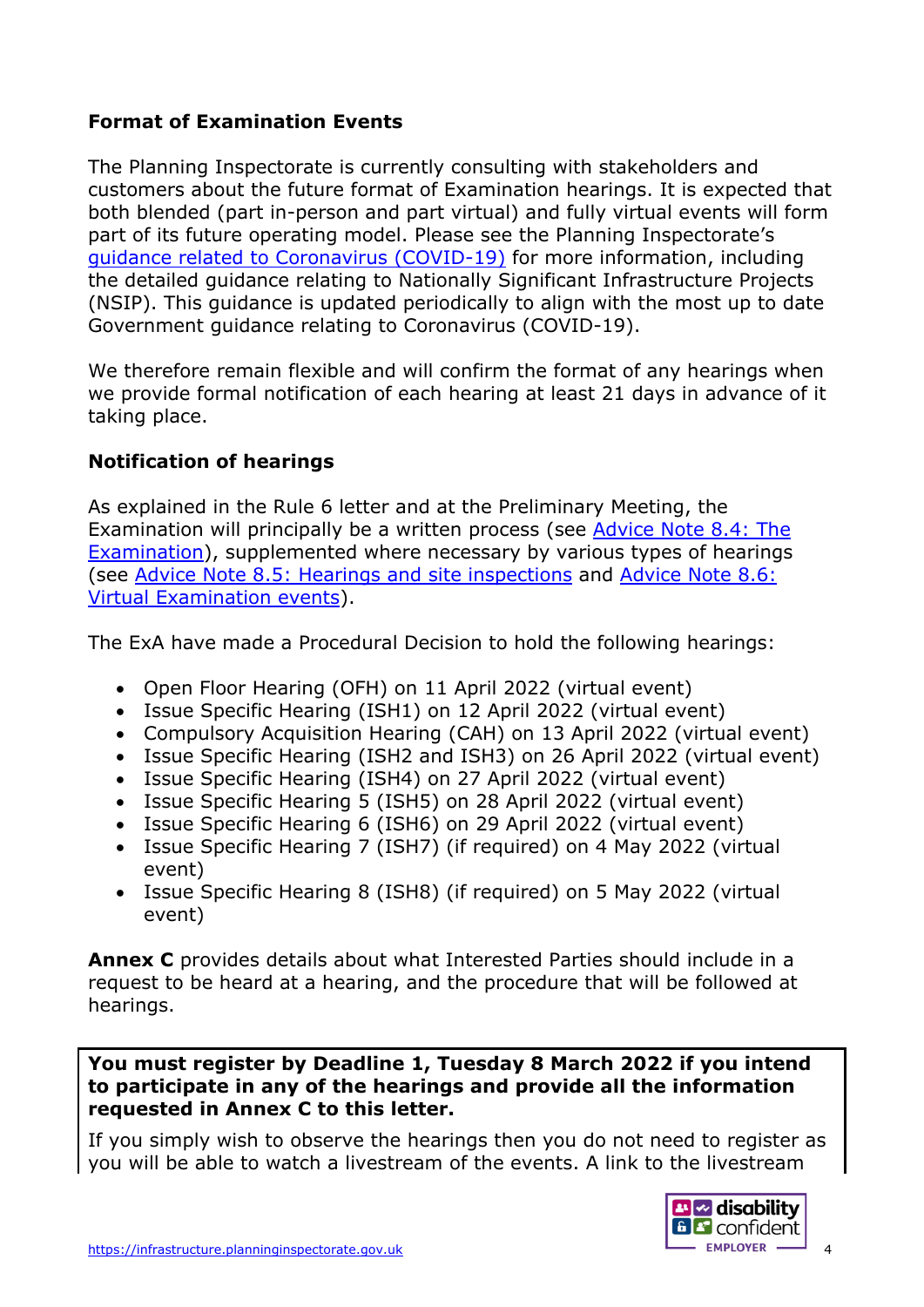**Format of Examination Events**

The Planning Inspectorate is currently consulting with stakeholders and customers about the future format of Examination hearings. It is expected that both blended (part in-person and part virtual) and fully virtual events will form part of its future operating model. Please see the Planning Inspectorate's guidance related to Coronavirus (COVID-19) for more information, including the detailed guidance relating to Nationally Significant Infrastructure Projects (NSIP). This guidance is updated periodically to align with the most up to date Government guidance relating to Coronavirus (COVID-19).

We therefore remain flexible and will confirm the format of any hearings when we provide formal notification of each hearing at least 21 days in advance of it taking place.

**Notification of hearings**

As explained in the Rule 6 letter and at the Preliminary Meeting, the Examination will principally be a written process (see Advice Note 8.4: The Examination), supplemented where necessary by various types of hearings (see Advice Note 8.5: Hearings and site inspections and Advice Note 8.6: Virtual Examination events).

The ExA have made a Procedural Decision to hold the following hearings:

- Open Floor Hearing (OFH) on 11 April 2022 (virtual event)
- Issue Specific Hearing (ISH1) on 12 April 2022 (virtual event)
- Compulsory Acquisition Hearing (CAH) on 13 April 2022 (virtual event)
- Issue Specific Hearing (ISH2 and ISH3) on 26 April 2022 (virtual event)
- Issue Specific Hearing (ISH4) on 27 April 2022 (virtual event)
- Issue Specific Hearing 5 (ISH5) on 28 April 2022 (virtual event)
- Issue Specific Hearing 6 (ISH6) on 29 April 2022 (virtual event)
- Issue Specific Hearing 7 (ISH7) (if required) on 4 May 2022 (virtual event)
- Issue Specific Hearing 8 (ISH8) (if required) on 5 May 2022 (virtual event)

**Annex C** provides details about what Interested Parties should include in a request to be heard at a hearing, and the procedure that will be followed at hearings.

**You must register by Deadline 1, Tuesday 8 March 2022 if you intend to participate in any of the hearings and provide all the information requested in Annex C to this letter.**

If you simply wish to observe the hearings then you do not need to register as you will be able to watch a livestream of the events. A link to the livestream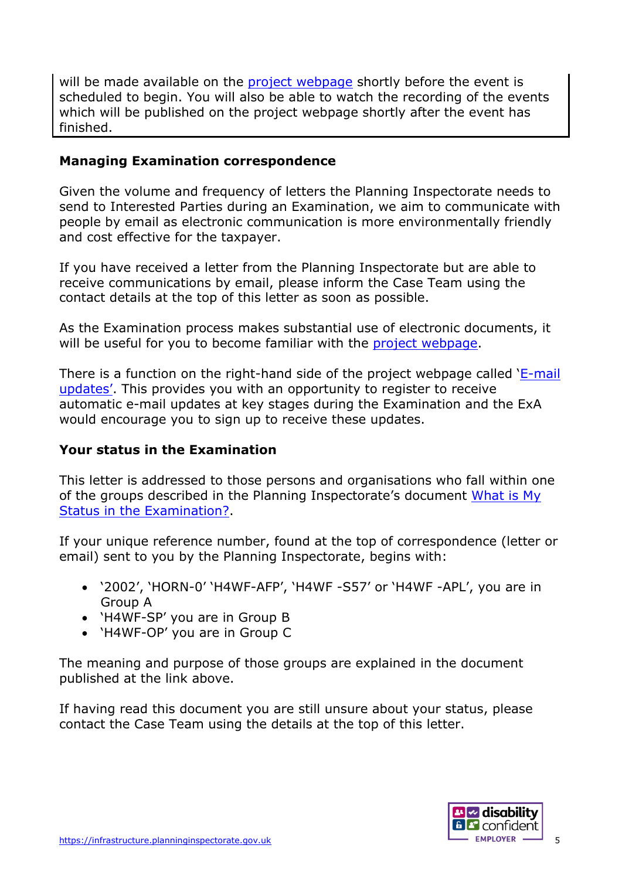will be made available on the project webpage shortly before the event is scheduled to begin. You will also be able to watch the recording of the events which will be published on the project webpage shortly after the event has finished.

**Managing Examination correspondence**

Given the volume and frequency of letters the Planning Inspectorate needs to send to Interested Parties during an Examination, we aim to communicate with people by email as electronic communication is more environmentally friendly and cost effective for the taxpayer.

If you have received a letter from the Planning Inspectorate but are able to receive communications by email, please inform the Case Team using the contact details at the top of this letter as soon as possible.

As the Examination process makes substantial use of electronic documents, it will be useful for you to become familiar with the project webpage.

There is a function on the right-hand side of the project webpage called 'E-mail updates'. This provides you with an opportunity to register to receive automatic e-mail updates at key stages during the Examination and the ExA would encourage you to sign up to receive these updates.

**Your status in the Examination**

This letter is addressed to those persons and organisations who fall within one of the groups described in the Planning Inspectorate's document What is My Status in the Examination?.

If your unique reference number, found at the top of correspondence (letter or email) sent to you by the Planning Inspectorate, begins with:

- '2002', 'HORN-0' 'H4WF-AFP', 'H4WF -S57' or 'H4WF -APL', you are in Group A
- 'H4WF-SP' you are in Group B
- 'H4WF-OP' you are in Group C

The meaning and purpose of those groups are explained in the document published at the link above.

If having read this document you are still unsure about your status, please contact the Case Team using the details at the top of this letter.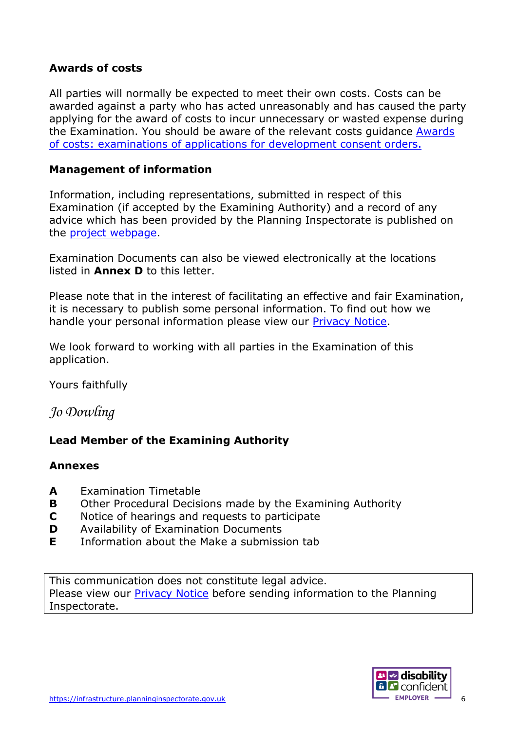**Awards of costs**

All parties will normally be expected to meet their own costs. Costs can be awarded against a party who has acted unreasonably and has caused the party applying for the award of costs to incur unnecessary or wasted expense during the Examination. You should be aware of the relevant costs guidance [Awards of costs: examinations of applications for development consent orders.]

**Management of information**

Information, including representations, submitted in respect of this Examination (if accepted by the Examining Authority) and a record of any advice which has been provided by the Planning Inspectorate is published on the [project webpage].

Examination Documents can also be viewed electronically at the locations listed in **Annex D** to this letter.

Please note that in the interest of facilitating an effective and fair Examination, it is necessary to publish some personal information. To find out how we handle your personal information please view our [Privacy Notice].

We look forward to working with all parties in the Examination of this application.

Yours faithfully

*Jo Dowling*

**Lead Member of the Examining Authority**

**Annexes**

- **A** Examination Timetable
- **B** Other Procedural Decisions made by the Examining Authority
- **C** Notice of hearings and requests to participate
- **D** Availability of Examination Documents
- **E** Information about the Make a submission tab

This communication does not constitute legal advice.
Please view our [Privacy Notice] before sending information to the Planning Inspectorate.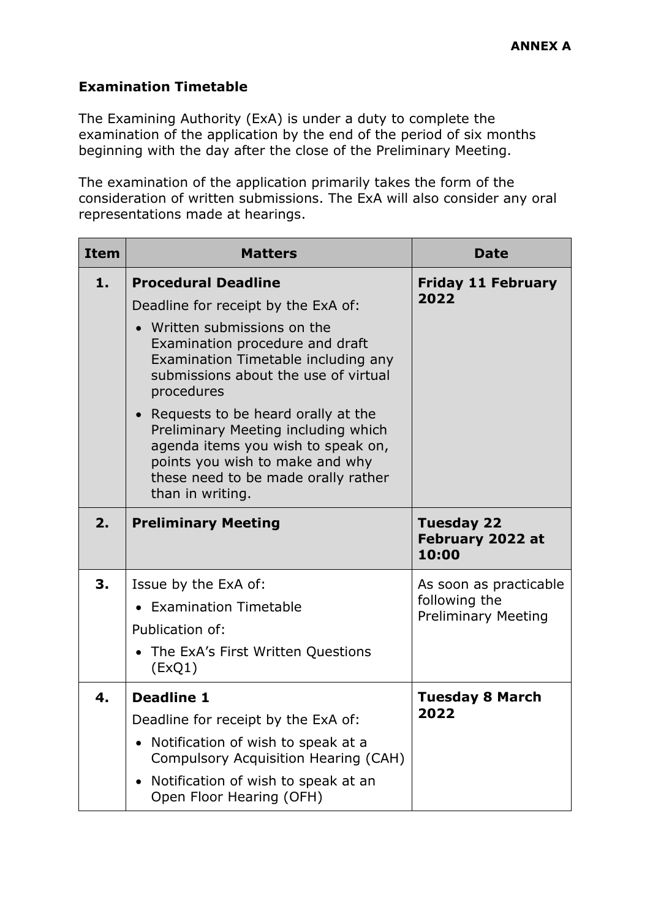**ANNEX A**

## Examination Timetable

The Examining Authority (ExA) is under a duty to complete the examination of the application by the end of the period of six months beginning with the day after the close of the Preliminary Meeting.

The examination of the application primarily takes the form of the consideration of written submissions. The ExA will also consider any oral representations made at hearings.

| Item | Matters | Date |
|---|---|---|
| **1.** | **Procedural Deadline**<br>Deadline for receipt by the ExA of:<br>• Written submissions on the Examination procedure and draft Examination Timetable including any submissions about the use of virtual procedures<br>• Requests to be heard orally at the Preliminary Meeting including which agenda items you wish to speak on, points you wish to make and why these need to be made orally rather than in writing. | **Friday 11 February 2022** |
| **2.** | **Preliminary Meeting** | **Tuesday 22 February 2022 at 10:00** |
| **3.** | Issue by the ExA of:<br>• Examination Timetable<br>Publication of:<br>• The ExA's First Written Questions (ExQ1) | As soon as practicable following the Preliminary Meeting |
| **4.** | **Deadline 1**<br>Deadline for receipt by the ExA of:<br>• Notification of wish to speak at a Compulsory Acquisition Hearing (CAH)<br>• Notification of wish to speak at an Open Floor Hearing (OFH) | **Tuesday 8 March 2022** |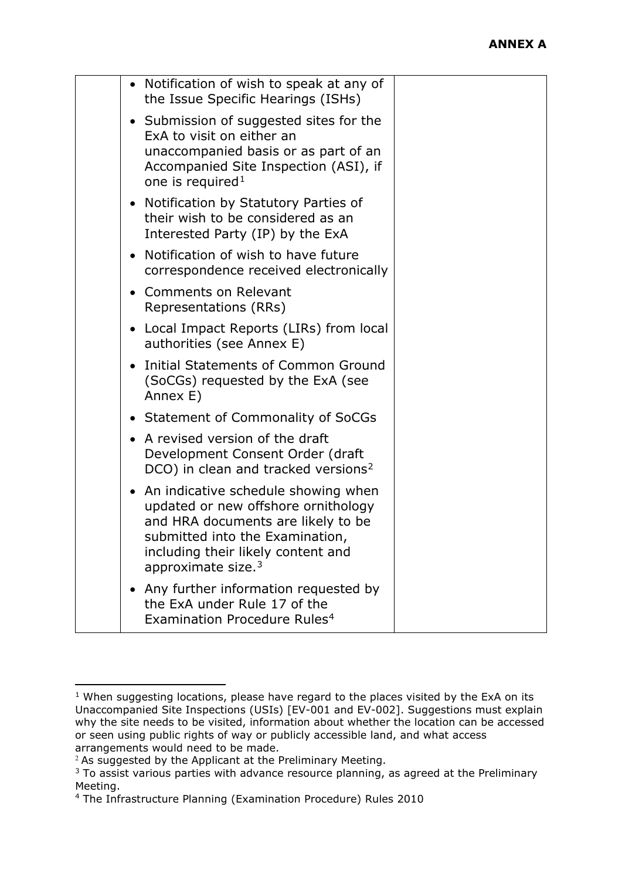**ANNEX A**

| | | |
|---|---|---|
| | • Notification of wish to speak at any of the Issue Specific Hearings (ISHs)<br>• Submission of suggested sites for the ExA to visit on either an unaccompanied basis or as part of an Accompanied Site Inspection (ASI), if one is required[1]<br>• Notification by Statutory Parties of their wish to be considered as an Interested Party (IP) by the ExA<br>• Notification of wish to have future correspondence received electronically<br>• Comments on Relevant Representations (RRs)<br>• Local Impact Reports (LIRs) from local authorities (see Annex E)<br>• Initial Statements of Common Ground (SoCGs) requested by the ExA (see Annex E)<br>• Statement of Commonality of SoCGs<br>• A revised version of the draft Development Consent Order (draft DCO) in clean and tracked versions[2]<br>• An indicative schedule showing when updated or new offshore ornithology and HRA documents are likely to be submitted into the Examination, including their likely content and approximate size.[3]<br>• Any further information requested by the ExA under Rule 17 of the Examination Procedure Rules[4] | |

[1] When suggesting locations, please have regard to the places visited by the ExA on its Unaccompanied Site Inspections (USIs) [EV-001 and EV-002]. Suggestions must explain why the site needs to be visited, information about whether the location can be accessed or seen using public rights of way or publicly accessible land, and what access arrangements would need to be made.

[2] As suggested by the Applicant at the Preliminary Meeting.

[3] To assist various parties with advance resource planning, as agreed at the Preliminary Meeting.

[4] The Infrastructure Planning (Examination Procedure) Rules 2010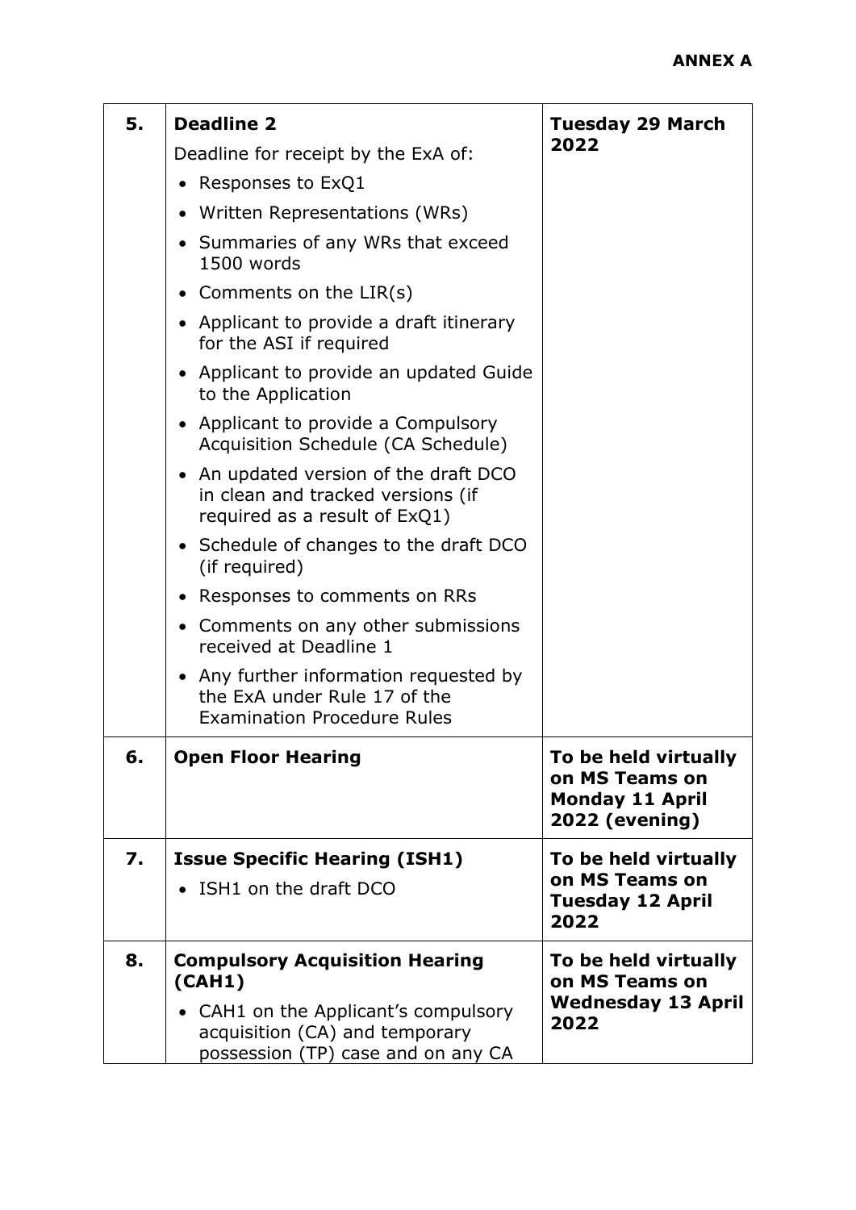**ANNEX A**

| | | |
|---|---|---|
| **5.** | **Deadline 2**<br>Deadline for receipt by the ExA of:<br>• Responses to ExQ1<br>• Written Representations (WRs)<br>• Summaries of any WRs that exceed 1500 words<br>• Comments on the LIR(s)<br>• Applicant to provide a draft itinerary for the ASI if required<br>• Applicant to provide an updated Guide to the Application<br>• Applicant to provide a Compulsory Acquisition Schedule (CA Schedule)<br>• An updated version of the draft DCO in clean and tracked versions (if required as a result of ExQ1)<br>• Schedule of changes to the draft DCO (if required)<br>• Responses to comments on RRs<br>• Comments on any other submissions received at Deadline 1<br>• Any further information requested by the ExA under Rule 17 of the Examination Procedure Rules | **Tuesday 29 March 2022** |
| **6.** | **Open Floor Hearing** | **To be held virtually on MS Teams on Monday 11 April 2022 (evening)** |
| **7.** | **Issue Specific Hearing (ISH1)**<br>• ISH1 on the draft DCO | **To be held virtually on MS Teams on Tuesday 12 April 2022** |
| **8.** | **Compulsory Acquisition Hearing (CAH1)**<br>• CAH1 on the Applicant's compulsory acquisition (CA) and temporary possession (TP) case and on any CA | **To be held virtually on MS Teams on Wednesday 13 April 2022** |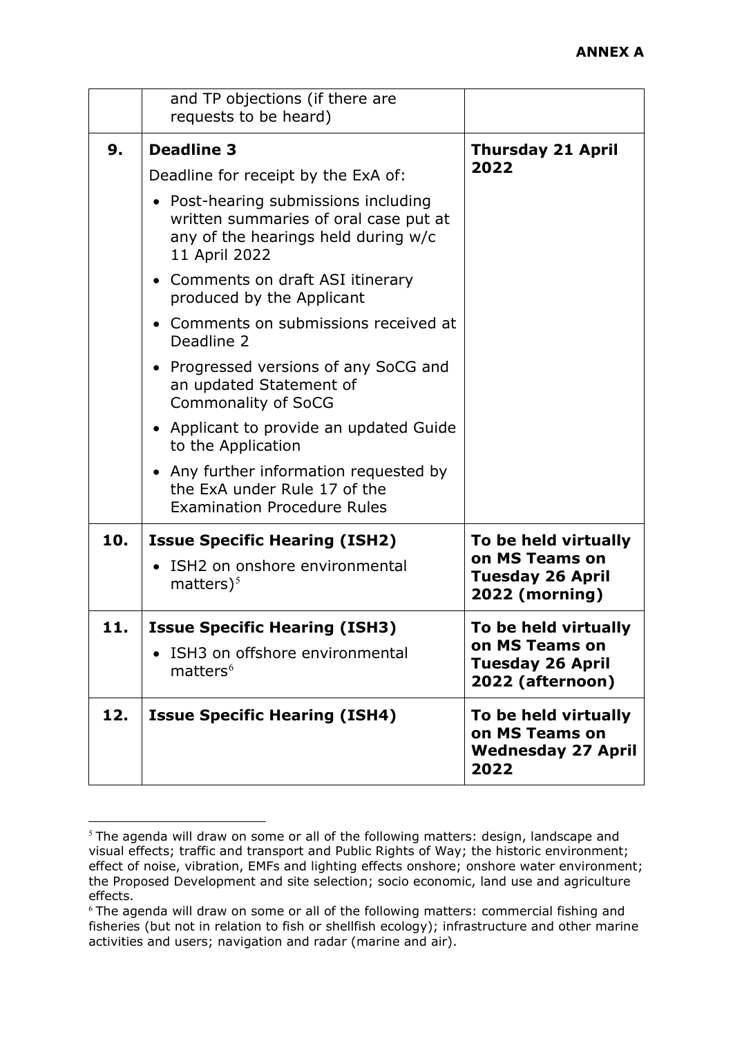**ANNEX A**

| | | |
|---|---|---|
| | and TP objections (if there are requests to be heard) | |
| **9.** | **Deadline 3**<br>Deadline for receipt by the ExA of:<br>• Post-hearing submissions including written summaries of oral case put at any of the hearings held during w/c 11 April 2022<br>• Comments on draft ASI itinerary produced by the Applicant<br>• Comments on submissions received at Deadline 2<br>• Progressed versions of any SoCG and an updated Statement of Commonality of SoCG<br>• Applicant to provide an updated Guide to the Application<br>• Any further information requested by the ExA under Rule 17 of the Examination Procedure Rules | **Thursday 21 April 2022** |
| **10.** | **Issue Specific Hearing (ISH2)**<br>• ISH2 on onshore environmental matters)[5] | **To be held virtually on MS Teams on Tuesday 26 April 2022 (morning)** |
| **11.** | **Issue Specific Hearing (ISH3)**<br>• ISH3 on offshore environmental matters[6] | **To be held virtually on MS Teams on Tuesday 26 April 2022 (afternoon)** |
| **12.** | **Issue Specific Hearing (ISH4)** | **To be held virtually on MS Teams on Wednesday 27 April 2022** |

[5] The agenda will draw on some or all of the following matters: design, landscape and visual effects; traffic and transport and Public Rights of Way; the historic environment; effect of noise, vibration, EMFs and lighting effects onshore; onshore water environment; the Proposed Development and site selection; socio economic, land use and agriculture effects.

[6] The agenda will draw on some or all of the following matters: commercial fishing and fisheries (but not in relation to fish or shellfish ecology); infrastructure and other marine activities and users; navigation and radar (marine and air).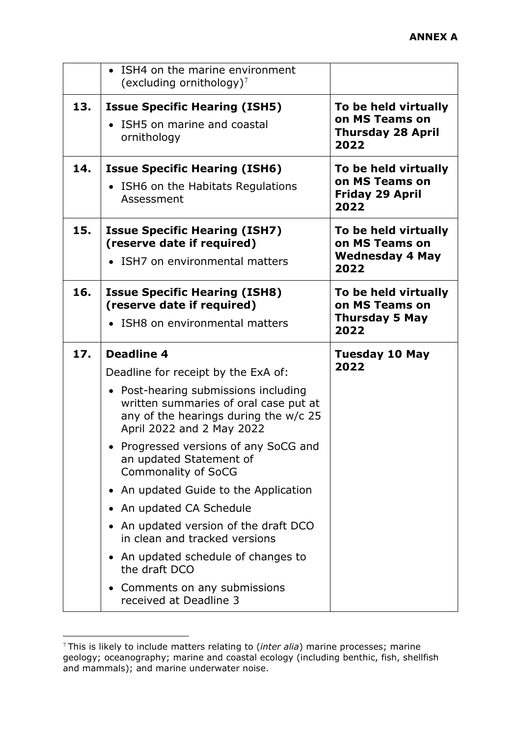**ANNEX A**

| | | |
|---|---|---|
| | • ISH4 on the marine environment (excluding ornithology)[7] | |
| **13.** | **Issue Specific Hearing (ISH5)**<br>• ISH5 on marine and coastal ornithology | **To be held virtually on MS Teams on Thursday 28 April 2022** |
| **14.** | **Issue Specific Hearing (ISH6)**<br>• ISH6 on the Habitats Regulations Assessment | **To be held virtually on MS Teams on Friday 29 April 2022** |
| **15.** | **Issue Specific Hearing (ISH7) (reserve date if required)**<br>• ISH7 on environmental matters | **To be held virtually on MS Teams on Wednesday 4 May 2022** |
| **16.** | **Issue Specific Hearing (ISH8) (reserve date if required)**<br>• ISH8 on environmental matters | **To be held virtually on MS Teams on Thursday 5 May 2022** |
| **17.** | **Deadline 4**<br>Deadline for receipt by the ExA of:<br>• Post-hearing submissions including written summaries of oral case put at any of the hearings during the w/c 25 April 2022 and 2 May 2022<br>• Progressed versions of any SoCG and an updated Statement of Commonality of SoCG<br>• An updated Guide to the Application<br>• An updated CA Schedule<br>• An updated version of the draft DCO in clean and tracked versions<br>• An updated schedule of changes to the draft DCO<br>• Comments on any submissions received at Deadline 3 | **Tuesday 10 May 2022** |

[7] This is likely to include matters relating to (*inter alia*) marine processes; marine geology; oceanography; marine and coastal ecology (including benthic, fish, shellfish and mammals); and marine underwater noise.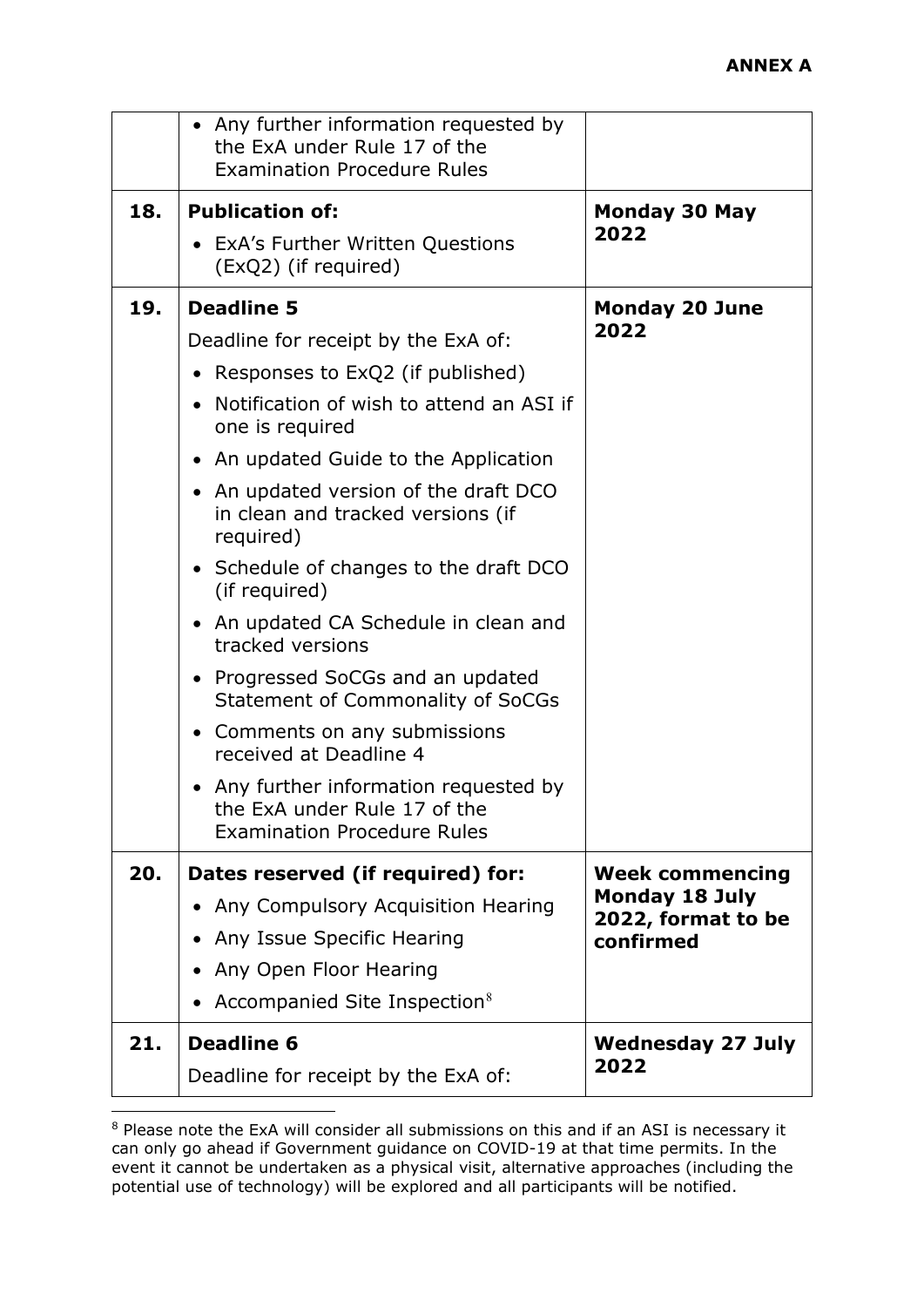**ANNEX A**

| | | |
|---|---|---|
| | • Any further information requested by the ExA under Rule 17 of the Examination Procedure Rules | |
| **18.** | **Publication of:**<br>• ExA's Further Written Questions (ExQ2) (if required) | **Monday 30 May 2022** |
| **19.** | **Deadline 5**<br>Deadline for receipt by the ExA of:<br>• Responses to ExQ2 (if published)<br>• Notification of wish to attend an ASI if one is required<br>• An updated Guide to the Application<br>• An updated version of the draft DCO in clean and tracked versions (if required)<br>• Schedule of changes to the draft DCO (if required)<br>• An updated CA Schedule in clean and tracked versions<br>• Progressed SoCGs and an updated Statement of Commonality of SoCGs<br>• Comments on any submissions received at Deadline 4<br>• Any further information requested by the ExA under Rule 17 of the Examination Procedure Rules | **Monday 20 June 2022** |
| **20.** | **Dates reserved (if required) for:**<br>• Any Compulsory Acquisition Hearing<br>• Any Issue Specific Hearing<br>• Any Open Floor Hearing<br>• Accompanied Site Inspection[8] | **Week commencing Monday 18 July 2022, format to be confirmed** |
| **21.** | **Deadline 6**<br>Deadline for receipt by the ExA of: | **Wednesday 27 July 2022** |

[8] Please note the ExA will consider all submissions on this and if an ASI is necessary it can only go ahead if Government guidance on COVID-19 at that time permits. In the event it cannot be undertaken as a physical visit, alternative approaches (including the potential use of technology) will be explored and all participants will be notified.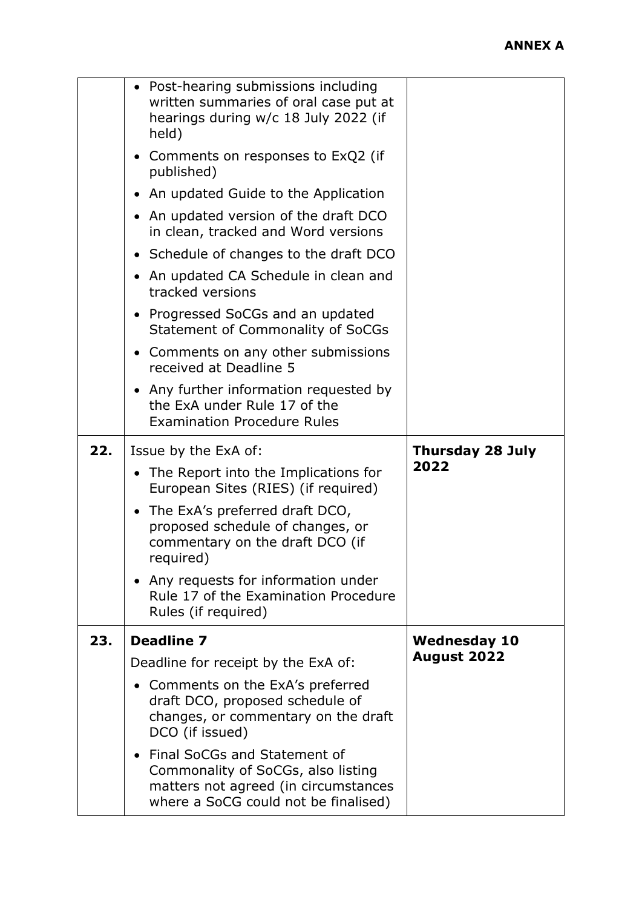**ANNEX A**

| | | |
|---|---|---|
| | • Post-hearing submissions including written summaries of oral case put at hearings during w/c 18 July 2022 (if held)<br>• Comments on responses to ExQ2 (if published)<br>• An updated Guide to the Application<br>• An updated version of the draft DCO in clean, tracked and Word versions<br>• Schedule of changes to the draft DCO<br>• An updated CA Schedule in clean and tracked versions<br>• Progressed SoCGs and an updated Statement of Commonality of SoCGs<br>• Comments on any other submissions received at Deadline 5<br>• Any further information requested by the ExA under Rule 17 of the Examination Procedure Rules | |
| **22.** | Issue by the ExA of:<br>• The Report into the Implications for European Sites (RIES) (if required)<br>• The ExA's preferred draft DCO, proposed schedule of changes, or commentary on the draft DCO (if required)<br>• Any requests for information under Rule 17 of the Examination Procedure Rules (if required) | **Thursday 28 July 2022** |
| **23.** | **Deadline 7**<br>Deadline for receipt by the ExA of:<br>• Comments on the ExA's preferred draft DCO, proposed schedule of changes, or commentary on the draft DCO (if issued)<br>• Final SoCGs and Statement of Commonality of SoCGs, also listing matters not agreed (in circumstances where a SoCG could not be finalised) | **Wednesday 10 August 2022** |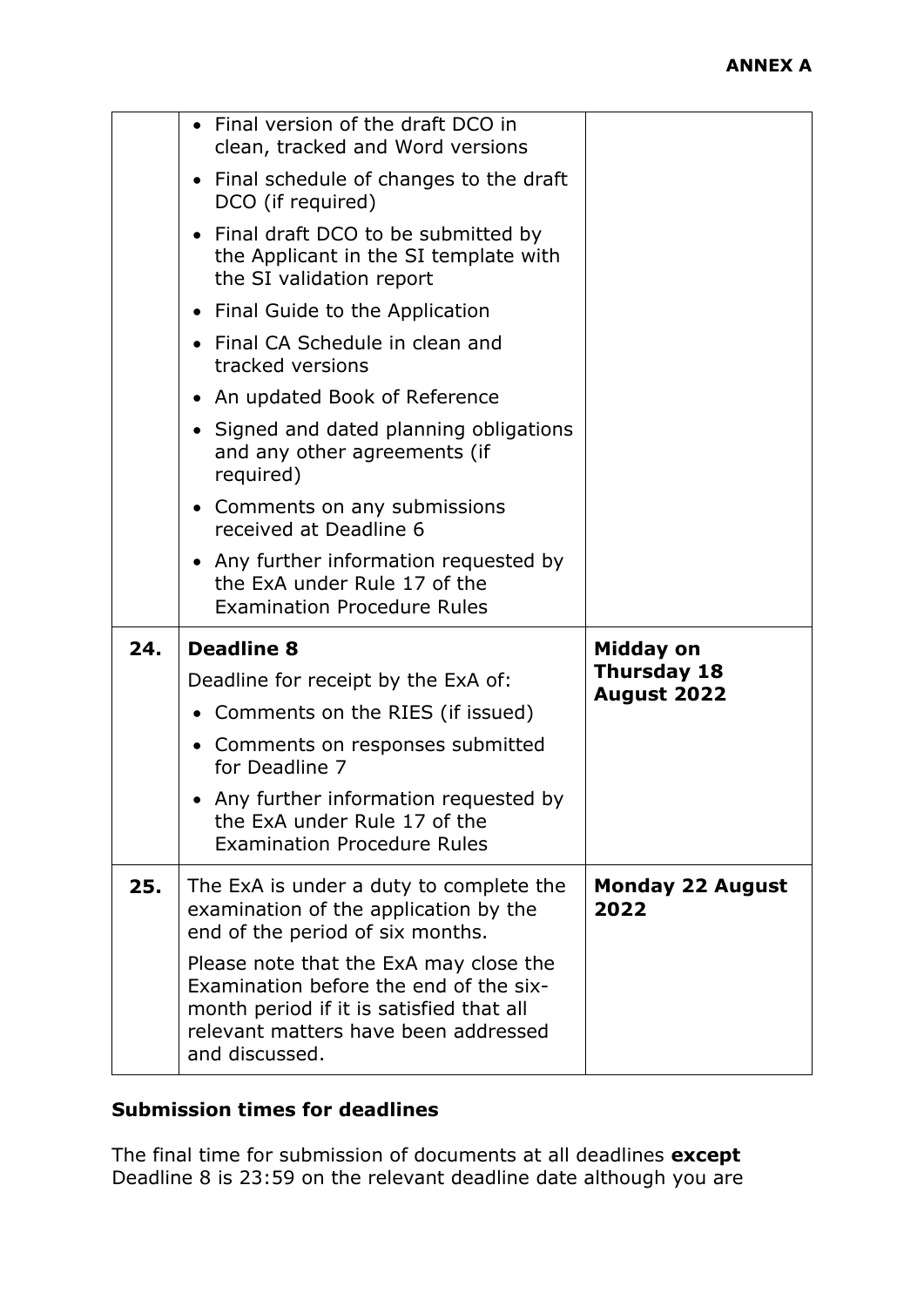**ANNEX A**

| | | |
|---|---|---|
| | • Final version of the draft DCO in clean, tracked and Word versions<br>• Final schedule of changes to the draft DCO (if required)<br>• Final draft DCO to be submitted by the Applicant in the SI template with the SI validation report<br>• Final Guide to the Application<br>• Final CA Schedule in clean and tracked versions<br>• An updated Book of Reference<br>• Signed and dated planning obligations and any other agreements (if required)<br>• Comments on any submissions received at Deadline 6<br>• Any further information requested by the ExA under Rule 17 of the Examination Procedure Rules | |
| **24.** | **Deadline 8**<br>Deadline for receipt by the ExA of:<br>• Comments on the RIES (if issued)<br>• Comments on responses submitted for Deadline 7<br>• Any further information requested by the ExA under Rule 17 of the Examination Procedure Rules | **Midday on Thursday 18 August 2022** |
| **25.** | The ExA is under a duty to complete the examination of the application by the end of the period of six months.<br>Please note that the ExA may close the Examination before the end of the six-month period if it is satisfied that all relevant matters have been addressed and discussed. | **Monday 22 August 2022** |

**Submission times for deadlines**

The final time for submission of documents at all deadlines **except** Deadline 8 is 23:59 on the relevant deadline date although you are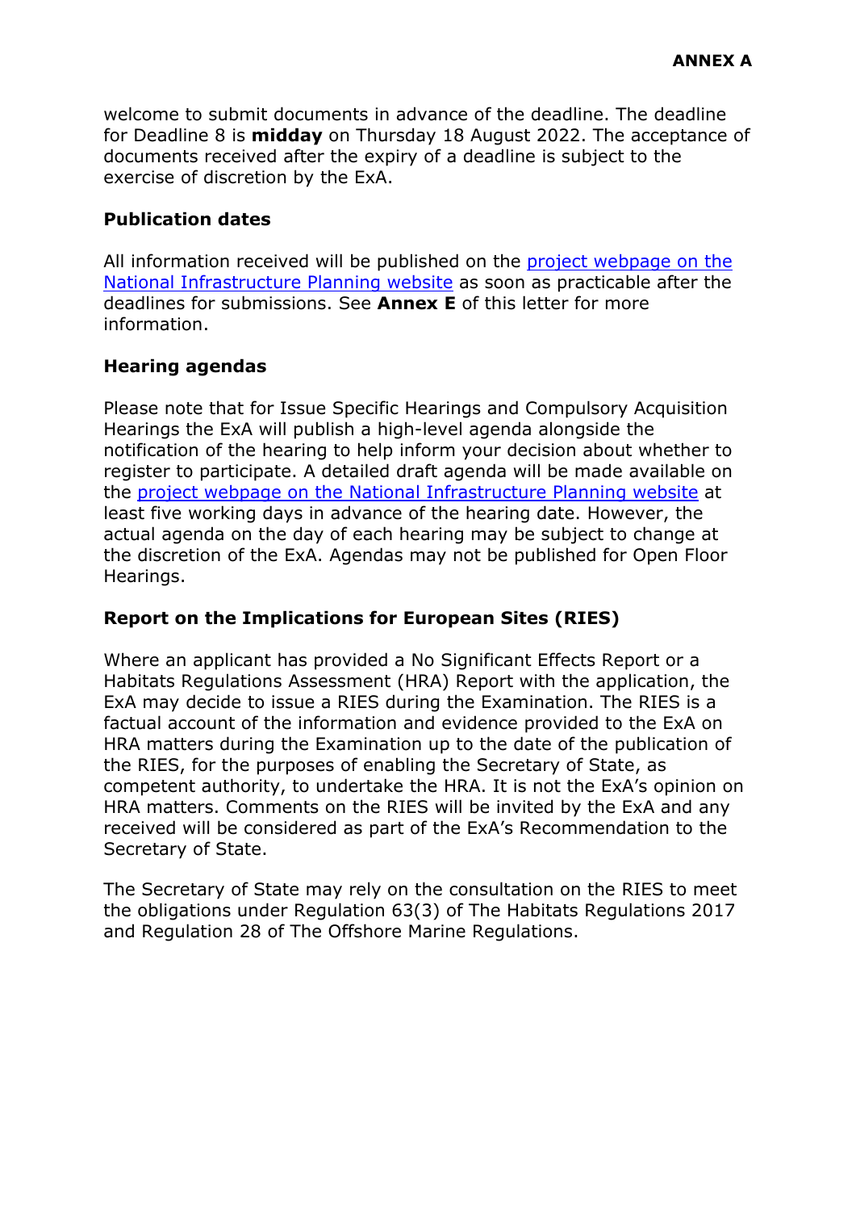welcome to submit documents in advance of the deadline. The deadline for Deadline 8 is **midday** on Thursday 18 August 2022. The acceptance of documents received after the expiry of a deadline is subject to the exercise of discretion by the ExA.

**Publication dates**

All information received will be published on the project webpage on the National Infrastructure Planning website as soon as practicable after the deadlines for submissions. See **Annex E** of this letter for more information.

**Hearing agendas**

Please note that for Issue Specific Hearings and Compulsory Acquisition Hearings the ExA will publish a high-level agenda alongside the notification of the hearing to help inform your decision about whether to register to participate. A detailed draft agenda will be made available on the project webpage on the National Infrastructure Planning website at least five working days in advance of the hearing date. However, the actual agenda on the day of each hearing may be subject to change at the discretion of the ExA. Agendas may not be published for Open Floor Hearings.

**Report on the Implications for European Sites (RIES)**

Where an applicant has provided a No Significant Effects Report or a Habitats Regulations Assessment (HRA) Report with the application, the ExA may decide to issue a RIES during the Examination. The RIES is a factual account of the information and evidence provided to the ExA on HRA matters during the Examination up to the date of the publication of the RIES, for the purposes of enabling the Secretary of State, as competent authority, to undertake the HRA. It is not the ExA's opinion on HRA matters. Comments on the RIES will be invited by the ExA and any received will be considered as part of the ExA's Recommendation to the Secretary of State.

The Secretary of State may rely on the consultation on the RIES to meet the obligations under Regulation 63(3) of The Habitats Regulations 2017 and Regulation 28 of The Offshore Marine Regulations.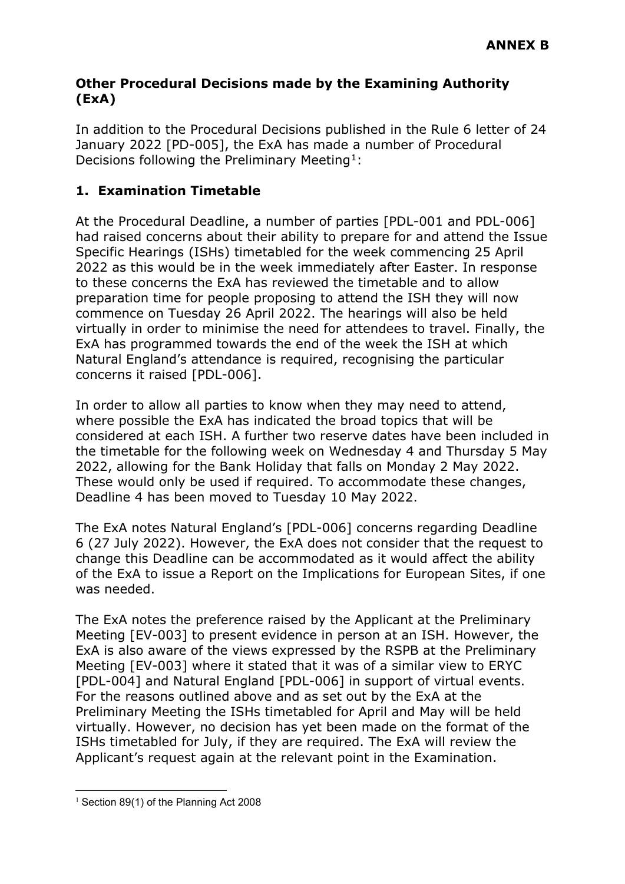**ANNEX B**

## Other Procedural Decisions made by the Examining Authority (ExA)

In addition to the Procedural Decisions published in the Rule 6 letter of 24 January 2022 [PD-005], the ExA has made a number of Procedural Decisions following the Preliminary Meeting[1]:

### 1. Examination Timetable

At the Procedural Deadline, a number of parties [PDL-001 and PDL-006] had raised concerns about their ability to prepare for and attend the Issue Specific Hearings (ISHs) timetabled for the week commencing 25 April 2022 as this would be in the week immediately after Easter. In response to these concerns the ExA has reviewed the timetable and to allow preparation time for people proposing to attend the ISH they will now commence on Tuesday 26 April 2022. The hearings will also be held virtually in order to minimise the need for attendees to travel. Finally, the ExA has programmed towards the end of the week the ISH at which Natural England's attendance is required, recognising the particular concerns it raised [PDL-006].

In order to allow all parties to know when they may need to attend, where possible the ExA has indicated the broad topics that will be considered at each ISH. A further two reserve dates have been included in the timetable for the following week on Wednesday 4 and Thursday 5 May 2022, allowing for the Bank Holiday that falls on Monday 2 May 2022. These would only be used if required. To accommodate these changes, Deadline 4 has been moved to Tuesday 10 May 2022.

The ExA notes Natural England's [PDL-006] concerns regarding Deadline 6 (27 July 2022). However, the ExA does not consider that the request to change this Deadline can be accommodated as it would affect the ability of the ExA to issue a Report on the Implications for European Sites, if one was needed.

The ExA notes the preference raised by the Applicant at the Preliminary Meeting [EV-003] to present evidence in person at an ISH. However, the ExA is also aware of the views expressed by the RSPB at the Preliminary Meeting [EV-003] where it stated that it was of a similar view to ERYC [PDL-004] and Natural England [PDL-006] in support of virtual events. For the reasons outlined above and as set out by the ExA at the Preliminary Meeting the ISHs timetabled for April and May will be held virtually. However, no decision has yet been made on the format of the ISHs timetabled for July, if they are required. The ExA will review the Applicant's request again at the relevant point in the Examination.

[1] Section 89(1) of the Planning Act 2008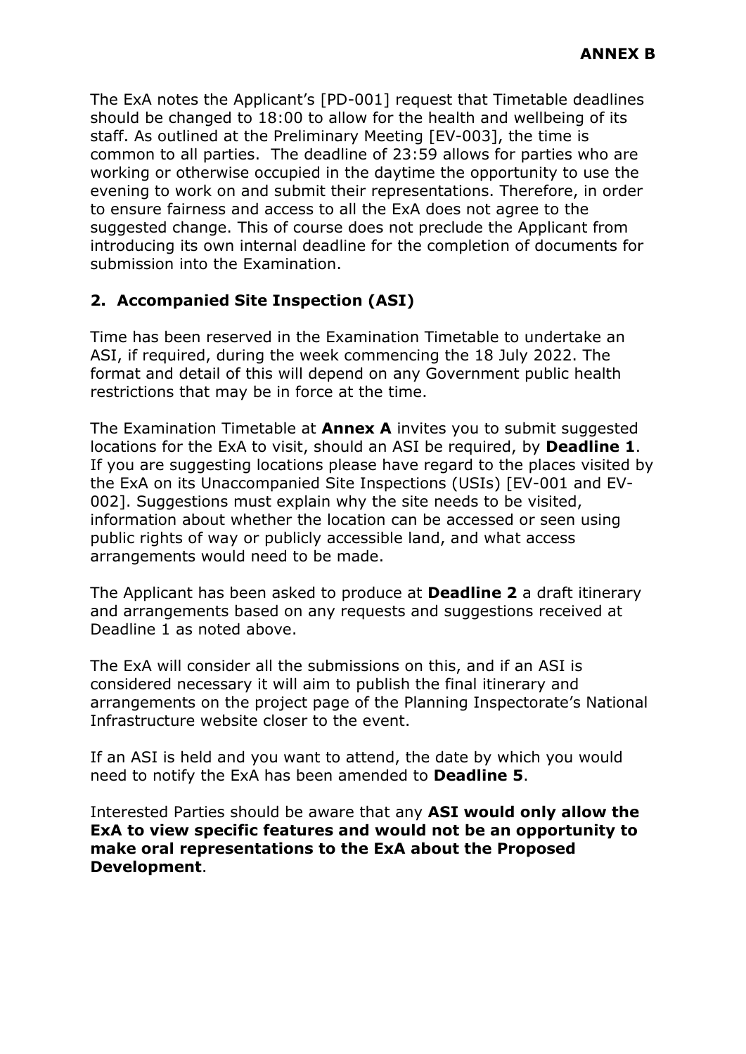**ANNEX B**

The ExA notes the Applicant's [PD-001] request that Timetable deadlines should be changed to 18:00 to allow for the health and wellbeing of its staff. As outlined at the Preliminary Meeting [EV-003], the time is common to all parties. The deadline of 23:59 allows for parties who are working or otherwise occupied in the daytime the opportunity to use the evening to work on and submit their representations. Therefore, in order to ensure fairness and access to all the ExA does not agree to the suggested change. This of course does not preclude the Applicant from introducing its own internal deadline for the completion of documents for submission into the Examination.

## 2. Accompanied Site Inspection (ASI)

Time has been reserved in the Examination Timetable to undertake an ASI, if required, during the week commencing the 18 July 2022. The format and detail of this will depend on any Government public health restrictions that may be in force at the time.

The Examination Timetable at **Annex A** invites you to submit suggested locations for the ExA to visit, should an ASI be required, by **Deadline 1**. If you are suggesting locations please have regard to the places visited by the ExA on its Unaccompanied Site Inspections (USIs) [EV-001 and EV-002]. Suggestions must explain why the site needs to be visited, information about whether the location can be accessed or seen using public rights of way or publicly accessible land, and what access arrangements would need to be made.

The Applicant has been asked to produce at **Deadline 2** a draft itinerary and arrangements based on any requests and suggestions received at Deadline 1 as noted above.

The ExA will consider all the submissions on this, and if an ASI is considered necessary it will aim to publish the final itinerary and arrangements on the project page of the Planning Inspectorate's National Infrastructure website closer to the event.

If an ASI is held and you want to attend, the date by which you would need to notify the ExA has been amended to **Deadline 5**.

Interested Parties should be aware that any **ASI would only allow the ExA to view specific features and would not be an opportunity to make oral representations to the ExA about the Proposed Development**.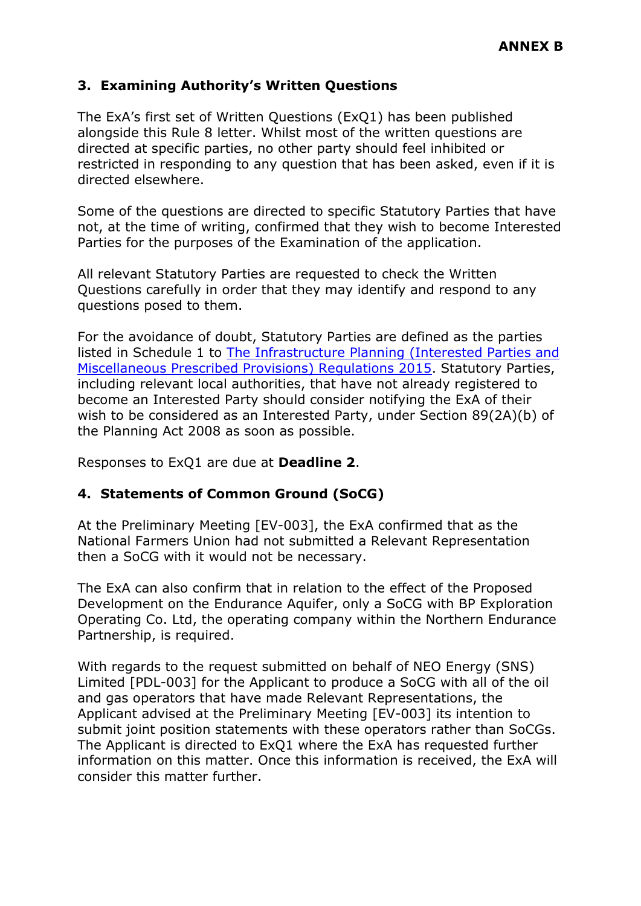**ANNEX B**

## 3. Examining Authority's Written Questions

The ExA's first set of Written Questions (ExQ1) has been published alongside this Rule 8 letter. Whilst most of the written questions are directed at specific parties, no other party should feel inhibited or restricted in responding to any question that has been asked, even if it is directed elsewhere.

Some of the questions are directed to specific Statutory Parties that have not, at the time of writing, confirmed that they wish to become Interested Parties for the purposes of the Examination of the application.

All relevant Statutory Parties are requested to check the Written Questions carefully in order that they may identify and respond to any questions posed to them.

For the avoidance of doubt, Statutory Parties are defined as the parties listed in Schedule 1 to The Infrastructure Planning (Interested Parties and Miscellaneous Prescribed Provisions) Regulations 2015. Statutory Parties, including relevant local authorities, that have not already registered to become an Interested Party should consider notifying the ExA of their wish to be considered as an Interested Party, under Section 89(2A)(b) of the Planning Act 2008 as soon as possible.

Responses to ExQ1 are due at **Deadline 2**.

## 4. Statements of Common Ground (SoCG)

At the Preliminary Meeting [EV-003], the ExA confirmed that as the National Farmers Union had not submitted a Relevant Representation then a SoCG with it would not be necessary.

The ExA can also confirm that in relation to the effect of the Proposed Development on the Endurance Aquifer, only a SoCG with BP Exploration Operating Co. Ltd, the operating company within the Northern Endurance Partnership, is required.

With regards to the request submitted on behalf of NEO Energy (SNS) Limited [PDL-003] for the Applicant to produce a SoCG with all of the oil and gas operators that have made Relevant Representations, the Applicant advised at the Preliminary Meeting [EV-003] its intention to submit joint position statements with these operators rather than SoCGs. The Applicant is directed to ExQ1 where the ExA has requested further information on this matter. Once this information is received, the ExA will consider this matter further.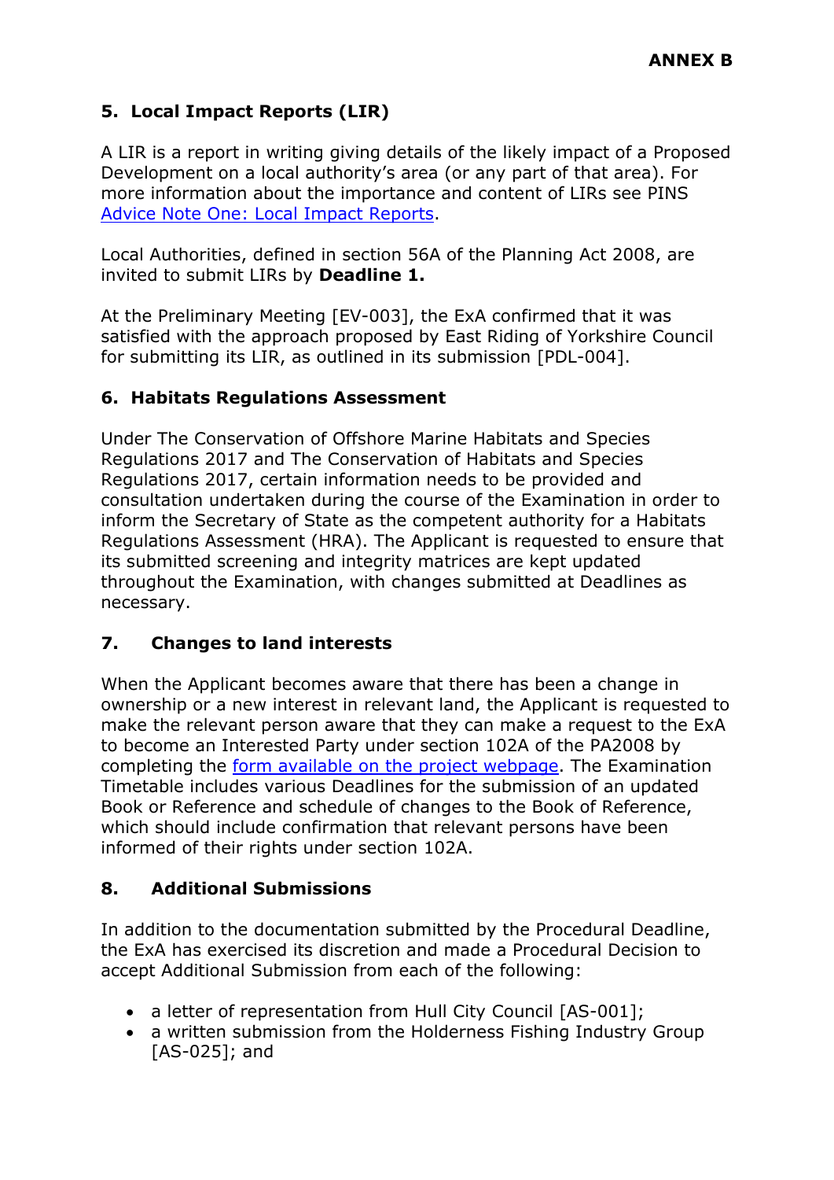**ANNEX B**

## 5. Local Impact Reports (LIR)

A LIR is a report in writing giving details of the likely impact of a Proposed Development on a local authority's area (or any part of that area). For more information about the importance and content of LIRs see PINS Advice Note One: Local Impact Reports.

Local Authorities, defined in section 56A of the Planning Act 2008, are invited to submit LIRs by **Deadline 1.**

At the Preliminary Meeting [EV-003], the ExA confirmed that it was satisfied with the approach proposed by East Riding of Yorkshire Council for submitting its LIR, as outlined in its submission [PDL-004].

## 6. Habitats Regulations Assessment

Under The Conservation of Offshore Marine Habitats and Species Regulations 2017 and The Conservation of Habitats and Species Regulations 2017, certain information needs to be provided and consultation undertaken during the course of the Examination in order to inform the Secretary of State as the competent authority for a Habitats Regulations Assessment (HRA). The Applicant is requested to ensure that its submitted screening and integrity matrices are kept updated throughout the Examination, with changes submitted at Deadlines as necessary.

## 7. Changes to land interests

When the Applicant becomes aware that there has been a change in ownership or a new interest in relevant land, the Applicant is requested to make the relevant person aware that they can make a request to the ExA to become an Interested Party under section 102A of the PA2008 by completing the form available on the project webpage. The Examination Timetable includes various Deadlines for the submission of an updated Book or Reference and schedule of changes to the Book of Reference, which should include confirmation that relevant persons have been informed of their rights under section 102A.

## 8. Additional Submissions

In addition to the documentation submitted by the Procedural Deadline, the ExA has exercised its discretion and made a Procedural Decision to accept Additional Submission from each of the following:

- a letter of representation from Hull City Council [AS-001];
- a written submission from the Holderness Fishing Industry Group [AS-025]; and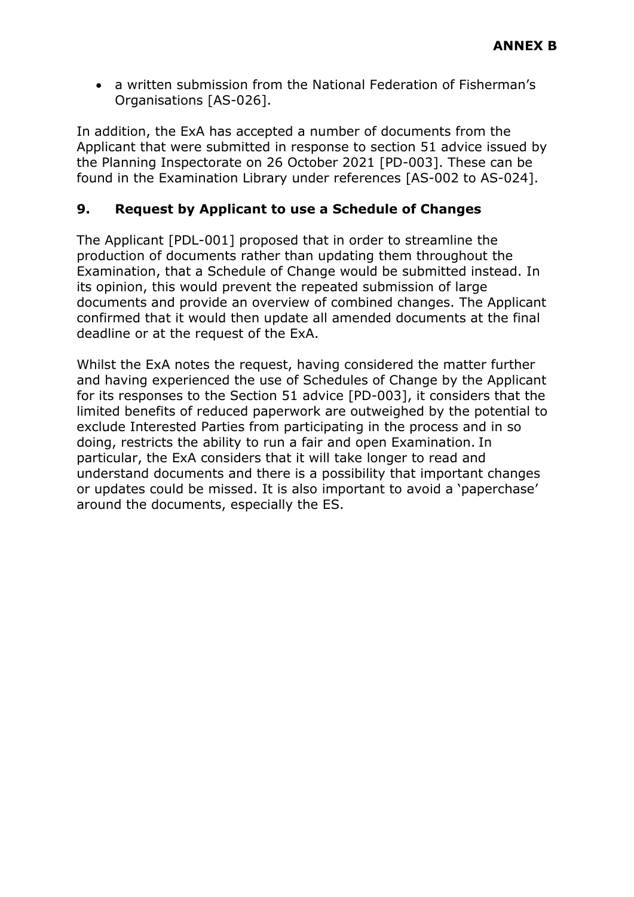- a written submission from the National Federation of Fisherman's Organisations [AS-026].

In addition, the ExA has accepted a number of documents from the Applicant that were submitted in response to section 51 advice issued by the Planning Inspectorate on 26 October 2021 [PD-003]. These can be found in the Examination Library under references [AS-002 to AS-024].

## 9. Request by Applicant to use a Schedule of Changes

The Applicant [PDL-001] proposed that in order to streamline the production of documents rather than updating them throughout the Examination, that a Schedule of Change would be submitted instead. In its opinion, this would prevent the repeated submission of large documents and provide an overview of combined changes. The Applicant confirmed that it would then update all amended documents at the final deadline or at the request of the ExA.

Whilst the ExA notes the request, having considered the matter further and having experienced the use of Schedules of Change by the Applicant for its responses to the Section 51 advice [PD-003], it considers that the limited benefits of reduced paperwork are outweighed by the potential to exclude Interested Parties from participating in the process and in so doing, restricts the ability to run a fair and open Examination. In particular, the ExA considers that it will take longer to read and understand documents and there is a possibility that important changes or updates could be missed. It is also important to avoid a 'paperchase' around the documents, especially the ES.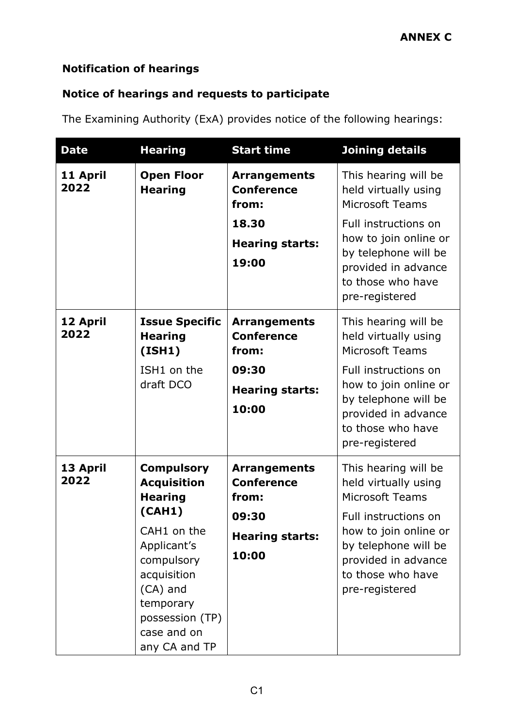**ANNEX C**

**Notification of hearings**

**Notice of hearings and requests to participate**

The Examining Authority (ExA) provides notice of the following hearings:

| Date | Hearing | Start time | Joining details |
|---|---|---|---|
| **11 April 2022** | **Open Floor Hearing** | **Arrangements Conference from:** **18.30** **Hearing starts:** **19:00** | This hearing will be held virtually using Microsoft Teams Full instructions on how to join online or by telephone will be provided in advance to those who have pre-registered |
| **12 April 2022** | **Issue Specific Hearing (ISH1)** ISH1 on the draft DCO | **Arrangements Conference from:** **09:30** **Hearing starts:** **10:00** | This hearing will be held virtually using Microsoft Teams Full instructions on how to join online or by telephone will be provided in advance to those who have pre-registered |
| **13 April 2022** | **Compulsory Acquisition Hearing (CAH1)** CAH1 on the Applicant's compulsory acquisition (CA) and temporary possession (TP) case and on any CA and TP | **Arrangements Conference from:** **09:30** **Hearing starts:** **10:00** | This hearing will be held virtually using Microsoft Teams Full instructions on how to join online or by telephone will be provided in advance to those who have pre-registered |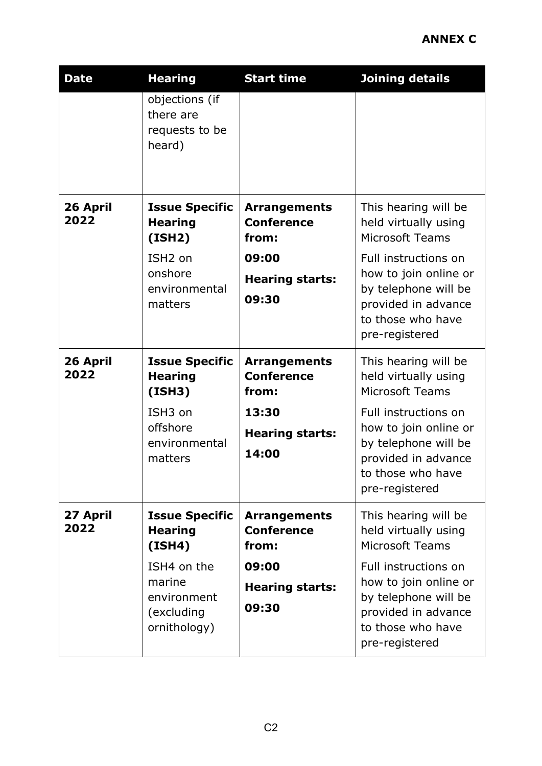**ANNEX C**

| Date | Hearing | Start time | Joining details |
|---|---|---|---|
| | objections (if there are requests to be heard) | | |
| **26 April 2022** | **Issue Specific Hearing (ISH2)**<br><br>ISH2 on onshore environmental matters | **Arrangements Conference from:**<br><br>**09:00**<br><br>**Hearing starts:**<br><br>**09:30** | This hearing will be held virtually using Microsoft Teams<br><br>Full instructions on how to join online or by telephone will be provided in advance to those who have pre-registered |
| **26 April 2022** | **Issue Specific Hearing (ISH3)**<br><br>ISH3 on offshore environmental matters | **Arrangements Conference from:**<br><br>**13:30**<br><br>**Hearing starts:**<br><br>**14:00** | This hearing will be held virtually using Microsoft Teams<br><br>Full instructions on how to join online or by telephone will be provided in advance to those who have pre-registered |
| **27 April 2022** | **Issue Specific Hearing (ISH4)**<br><br>ISH4 on the marine environment (excluding ornithology) | **Arrangements Conference from:**<br><br>**09:00**<br><br>**Hearing starts:**<br><br>**09:30** | This hearing will be held virtually using Microsoft Teams<br><br>Full instructions on how to join online or by telephone will be provided in advance to those who have pre-registered |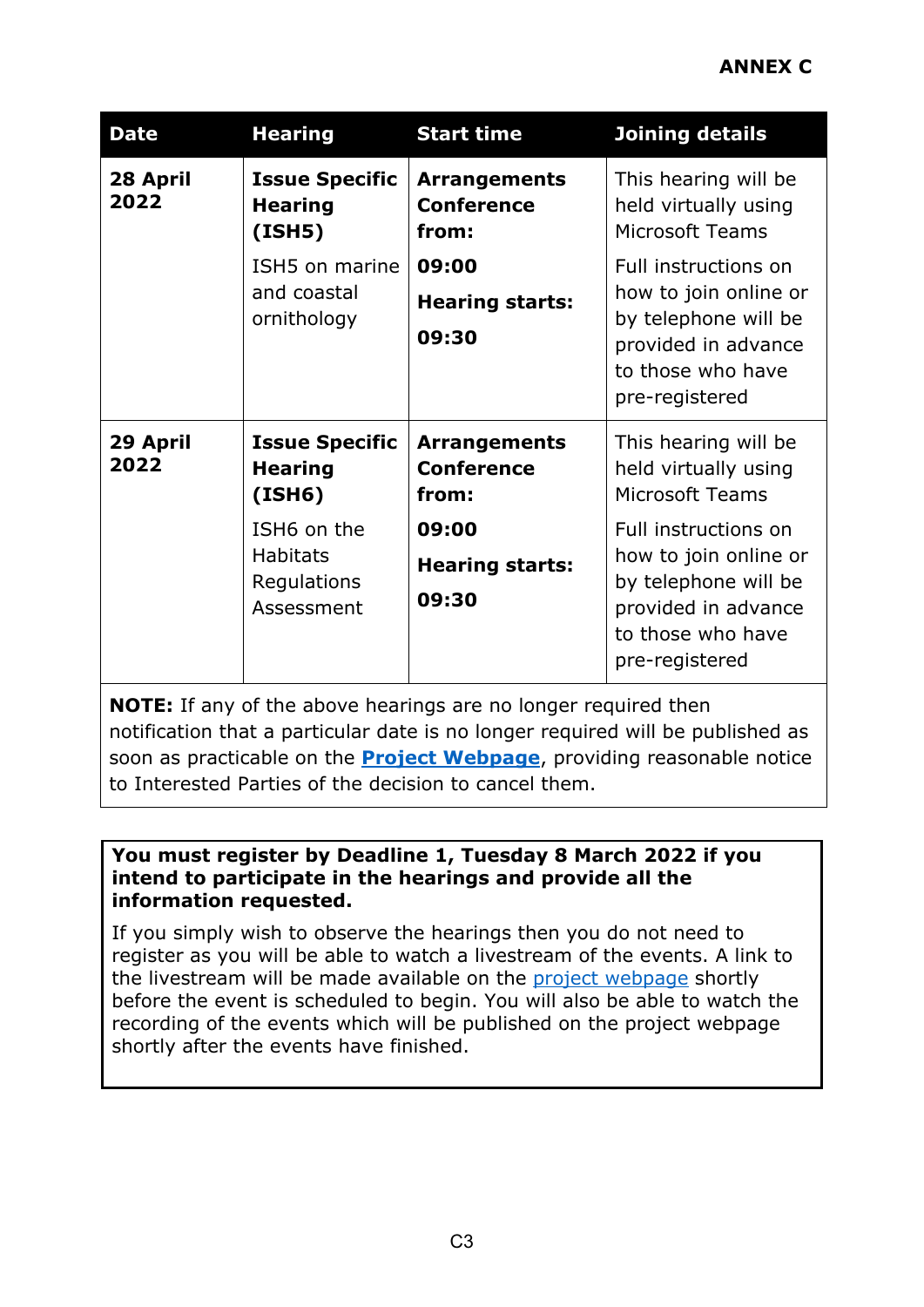**ANNEX C**

| Date | Hearing | Start time | Joining details |
|---|---|---|---|
| **28 April 2022** | **Issue Specific Hearing (ISH5)**<br><br>ISH5 on marine and coastal ornithology | **Arrangements Conference from:**<br><br>**09:00**<br><br>**Hearing starts:**<br><br>**09:30** | This hearing will be held virtually using Microsoft Teams<br><br>Full instructions on how to join online or by telephone will be provided in advance to those who have pre-registered |
| **29 April 2022** | **Issue Specific Hearing (ISH6)**<br><br>ISH6 on the Habitats Regulations Assessment | **Arrangements Conference from:**<br><br>**09:00**<br><br>**Hearing starts:**<br><br>**09:30** | This hearing will be held virtually using Microsoft Teams<br><br>Full instructions on how to join online or by telephone will be provided in advance to those who have pre-registered |

**NOTE:** If any of the above hearings are no longer required then notification that a particular date is no longer required will be published as soon as practicable on the **Project Webpage**, providing reasonable notice to Interested Parties of the decision to cancel them.

**You must register by Deadline 1, Tuesday 8 March 2022 if you intend to participate in the hearings and provide all the information requested.**

If you simply wish to observe the hearings then you do not need to register as you will be able to watch a livestream of the events. A link to the livestream will be made available on the project webpage shortly before the event is scheduled to begin. You will also be able to watch the recording of the events which will be published on the project webpage shortly after the events have finished.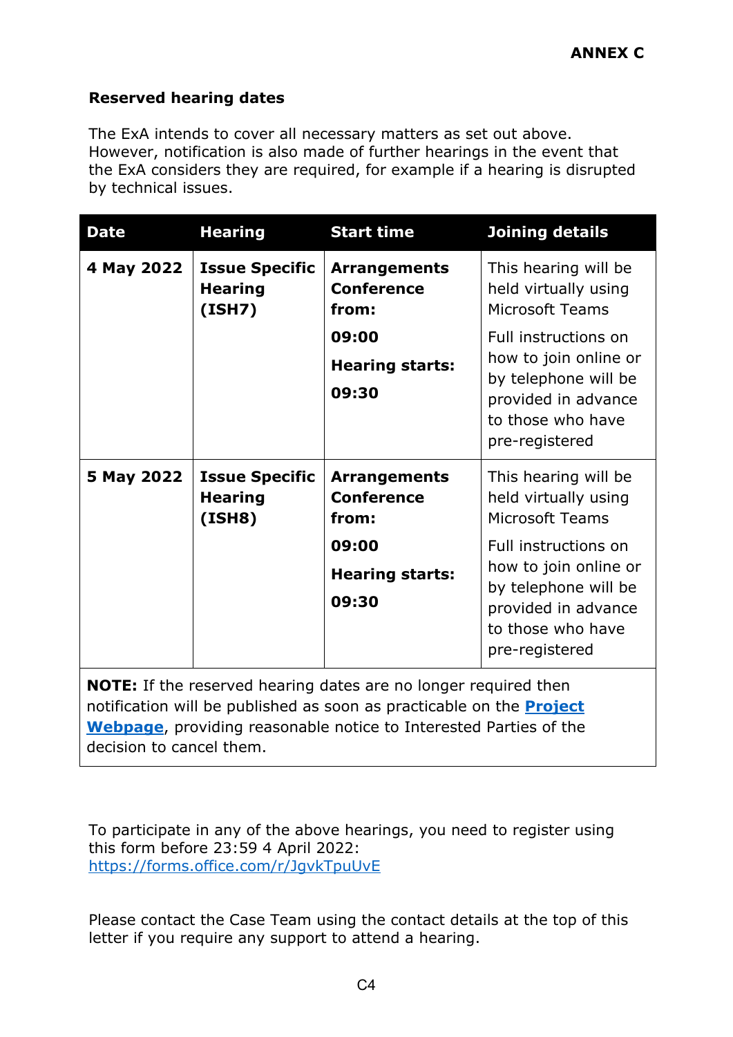**ANNEX C**

**Reserved hearing dates**

The ExA intends to cover all necessary matters as set out above. However, notification is also made of further hearings in the event that the ExA considers they are required, for example if a hearing is disrupted by technical issues.

| Date | Hearing | Start time | Joining details |
|---|---|---|---|
| **4 May 2022** | **Issue Specific Hearing (ISH7)** | **Arrangements Conference from:** **09:00** **Hearing starts:** **09:30** | This hearing will be held virtually using Microsoft Teams. Full instructions on how to join online or by telephone will be provided in advance to those who have pre-registered |
| **5 May 2022** | **Issue Specific Hearing (ISH8)** | **Arrangements Conference from:** **09:00** **Hearing starts:** **09:30** | This hearing will be held virtually using Microsoft Teams. Full instructions on how to join online or by telephone will be provided in advance to those who have pre-registered |
| **NOTE:** If the reserved hearing dates are no longer required then notification will be published as soon as practicable on the **Project Webpage**, providing reasonable notice to Interested Parties of the decision to cancel them. | | | |

To participate in any of the above hearings, you need to register using this form before 23:59 4 April 2022:
https://forms.office.com/r/JgvkTpuUvE

Please contact the Case Team using the contact details at the top of this letter if you require any support to attend a hearing.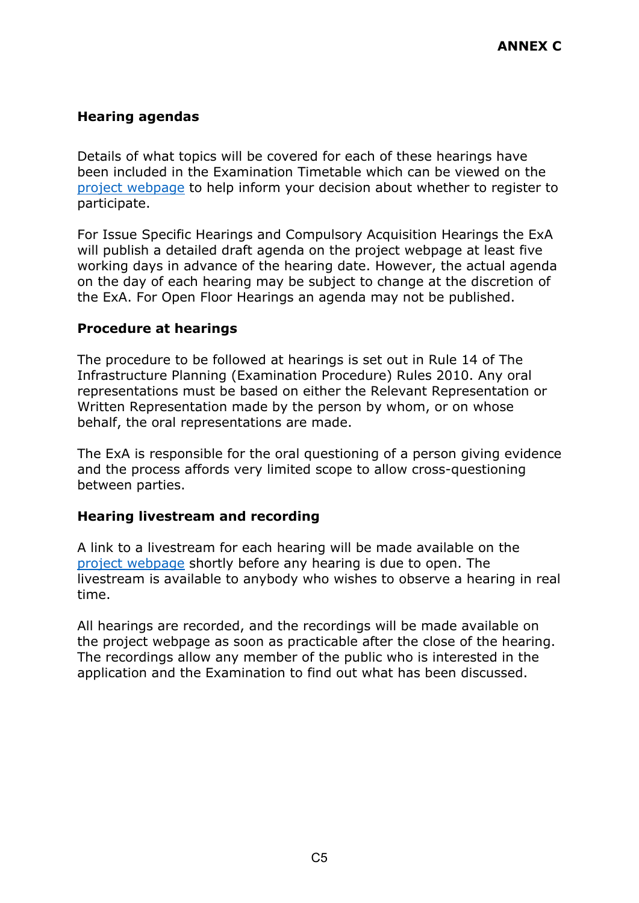**ANNEX C**

### Hearing agendas

Details of what topics will be covered for each of these hearings have been included in the Examination Timetable which can be viewed on the project webpage to help inform your decision about whether to register to participate.

For Issue Specific Hearings and Compulsory Acquisition Hearings the ExA will publish a detailed draft agenda on the project webpage at least five working days in advance of the hearing date. However, the actual agenda on the day of each hearing may be subject to change at the discretion of the ExA. For Open Floor Hearings an agenda may not be published.

### Procedure at hearings

The procedure to be followed at hearings is set out in Rule 14 of The Infrastructure Planning (Examination Procedure) Rules 2010. Any oral representations must be based on either the Relevant Representation or Written Representation made by the person by whom, or on whose behalf, the oral representations are made.

The ExA is responsible for the oral questioning of a person giving evidence and the process affords very limited scope to allow cross-questioning between parties.

### Hearing livestream and recording

A link to a livestream for each hearing will be made available on the project webpage shortly before any hearing is due to open. The livestream is available to anybody who wishes to observe a hearing in real time.

All hearings are recorded, and the recordings will be made available on the project webpage as soon as practicable after the close of the hearing. The recordings allow any member of the public who is interested in the application and the Examination to find out what has been discussed.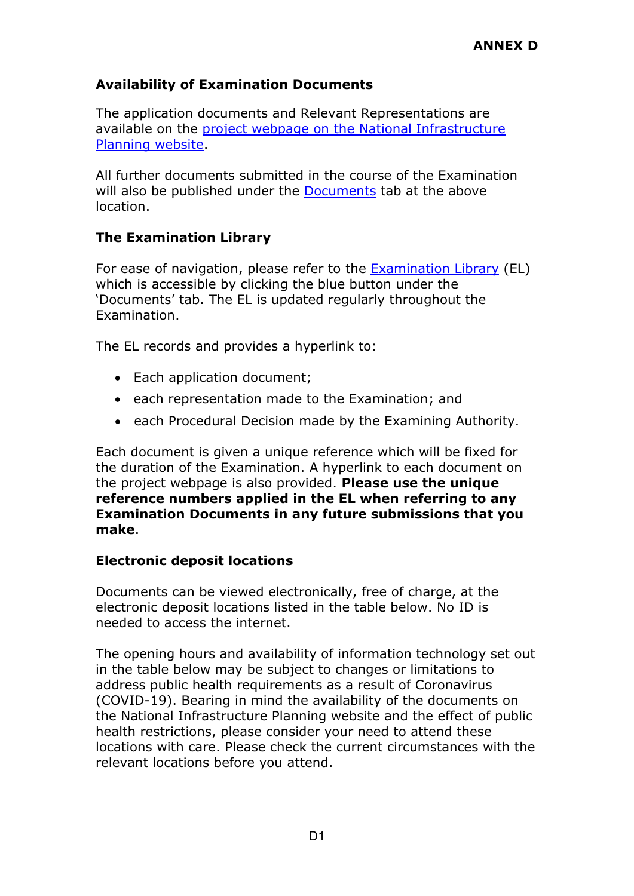**ANNEX D**

## Availability of Examination Documents

The application documents and Relevant Representations are available on the [project webpage on the National Infrastructure Planning website](project webpage on the National Infrastructure Planning website).

All further documents submitted in the course of the Examination will also be published under the Documents tab at the above location.

## The Examination Library

For ease of navigation, please refer to the Examination Library (EL) which is accessible by clicking the blue button under the 'Documents' tab. The EL is updated regularly throughout the Examination.

The EL records and provides a hyperlink to:

- Each application document;
- each representation made to the Examination; and
- each Procedural Decision made by the Examining Authority.

Each document is given a unique reference which will be fixed for the duration of the Examination. A hyperlink to each document on the project webpage is also provided. **Please use the unique reference numbers applied in the EL when referring to any Examination Documents in any future submissions that you make**.

## Electronic deposit locations

Documents can be viewed electronically, free of charge, at the electronic deposit locations listed in the table below. No ID is needed to access the internet.

The opening hours and availability of information technology set out in the table below may be subject to changes or limitations to address public health requirements as a result of Coronavirus (COVID-19). Bearing in mind the availability of the documents on the National Infrastructure Planning website and the effect of public health restrictions, please consider your need to attend these locations with care. Please check the current circumstances with the relevant locations before you attend.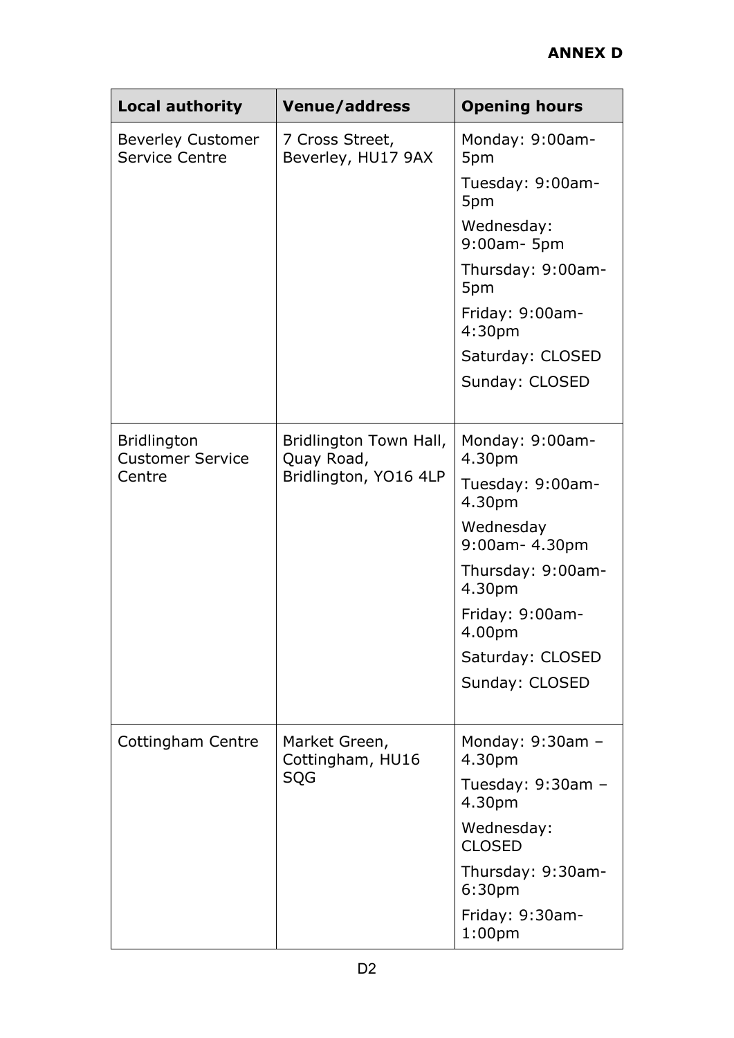**ANNEX D**

| Local authority | Venue/address | Opening hours |
| --- | --- | --- |
| Beverley Customer Service Centre | 7 Cross Street, Beverley, HU17 9AX | Monday: 9:00am- 5pm<br>Tuesday: 9:00am- 5pm<br>Wednesday: 9:00am- 5pm<br>Thursday: 9:00am- 5pm<br>Friday: 9:00am- 4:30pm<br>Saturday: CLOSED<br>Sunday: CLOSED |
| Bridlington Customer Service Centre | Bridlington Town Hall, Quay Road, Bridlington, YO16 4LP | Monday: 9:00am- 4.30pm<br>Tuesday: 9:00am- 4.30pm<br>Wednesday 9:00am- 4.30pm<br>Thursday: 9:00am- 4.30pm<br>Friday: 9:00am- 4.00pm<br>Saturday: CLOSED<br>Sunday: CLOSED |
| Cottingham Centre | Market Green, Cottingham, HU16 SQG | Monday: 9:30am – 4.30pm<br>Tuesday: 9:30am – 4.30pm<br>Wednesday: CLOSED<br>Thursday: 9:30am- 6:30pm<br>Friday: 9:30am- 1:00pm |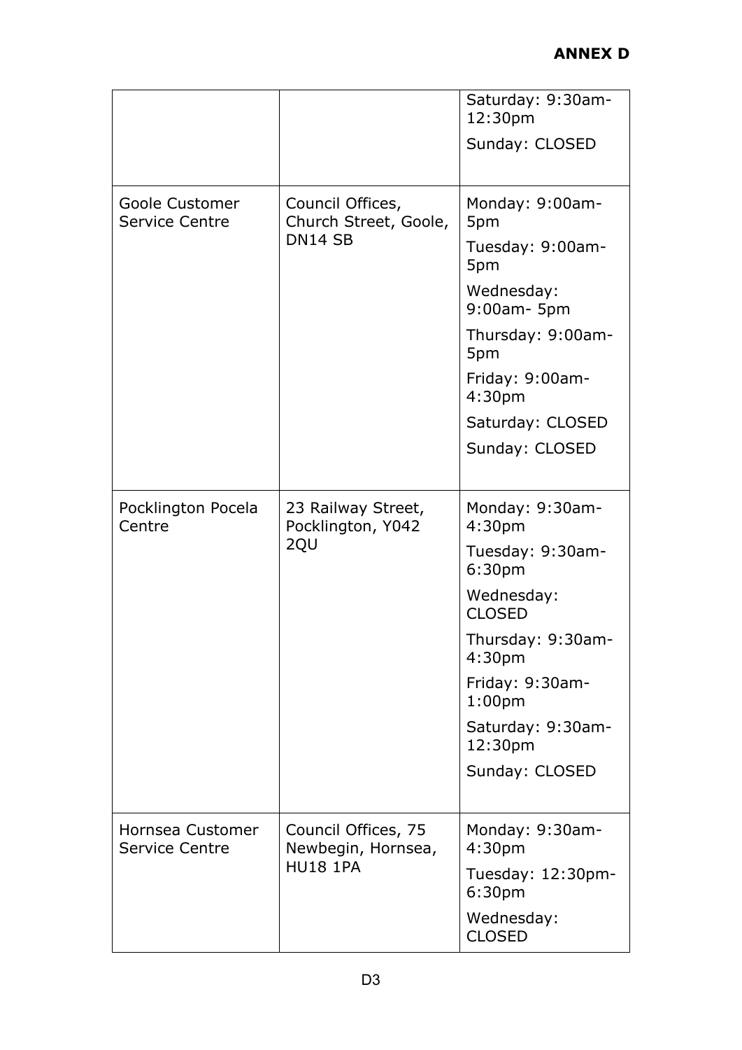**ANNEX D**

| | | |
|---|---|---|
| | | Saturday: 9:30am-12:30pm<br>Sunday: CLOSED |
| Goole Customer Service Centre | Council Offices, Church Street, Goole, DN14 SB | Monday: 9:00am-5pm<br>Tuesday: 9:00am-5pm<br>Wednesday: 9:00am- 5pm<br>Thursday: 9:00am-5pm<br>Friday: 9:00am-4:30pm<br>Saturday: CLOSED<br>Sunday: CLOSED |
| Pocklington Pocela Centre | 23 Railway Street, Pocklington, Y042 2QU | Monday: 9:30am-4:30pm<br>Tuesday: 9:30am-6:30pm<br>Wednesday: CLOSED<br>Thursday: 9:30am-4:30pm<br>Friday: 9:30am-1:00pm<br>Saturday: 9:30am-12:30pm<br>Sunday: CLOSED |
| Hornsea Customer Service Centre | Council Offices, 75 Newbegin, Hornsea, HU18 1PA | Monday: 9:30am-4:30pm<br>Tuesday: 12:30pm-6:30pm<br>Wednesday: CLOSED |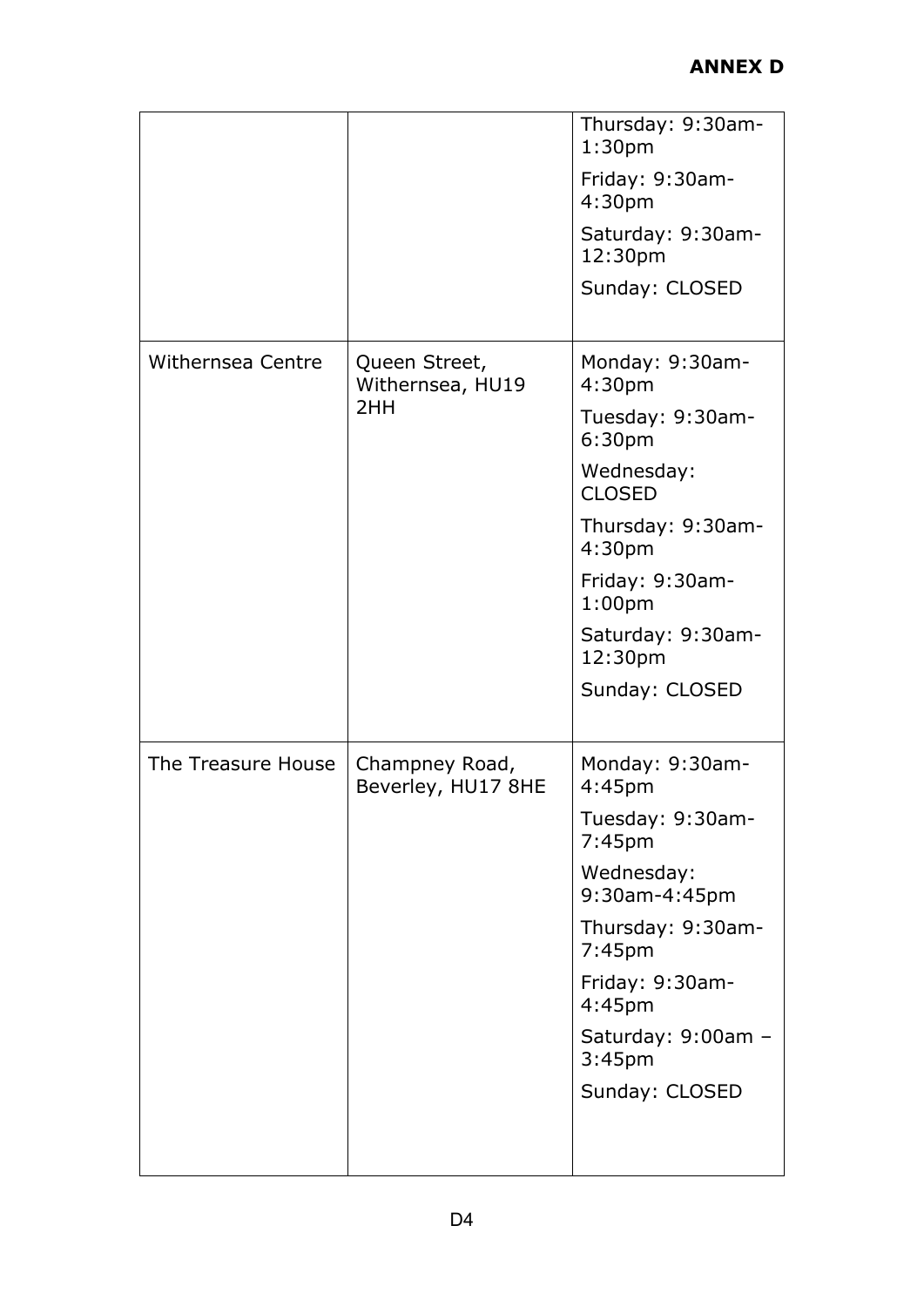**ANNEX D**

| | | |
|---|---|---|
| | | Thursday: 9:30am-1:30pm<br>Friday: 9:30am-4:30pm<br>Saturday: 9:30am-12:30pm<br>Sunday: CLOSED |
| Withernsea Centre | Queen Street, Withernsea, HU19 2HH | Monday: 9:30am-4:30pm<br>Tuesday: 9:30am-6:30pm<br>Wednesday: CLOSED<br>Thursday: 9:30am-4:30pm<br>Friday: 9:30am-1:00pm<br>Saturday: 9:30am-12:30pm<br>Sunday: CLOSED |
| The Treasure House | Champney Road, Beverley, HU17 8HE | Monday: 9:30am-4:45pm<br>Tuesday: 9:30am-7:45pm<br>Wednesday: 9:30am-4:45pm<br>Thursday: 9:30am-7:45pm<br>Friday: 9:30am-4:45pm<br>Saturday: 9:00am – 3:45pm<br>Sunday: CLOSED |

D4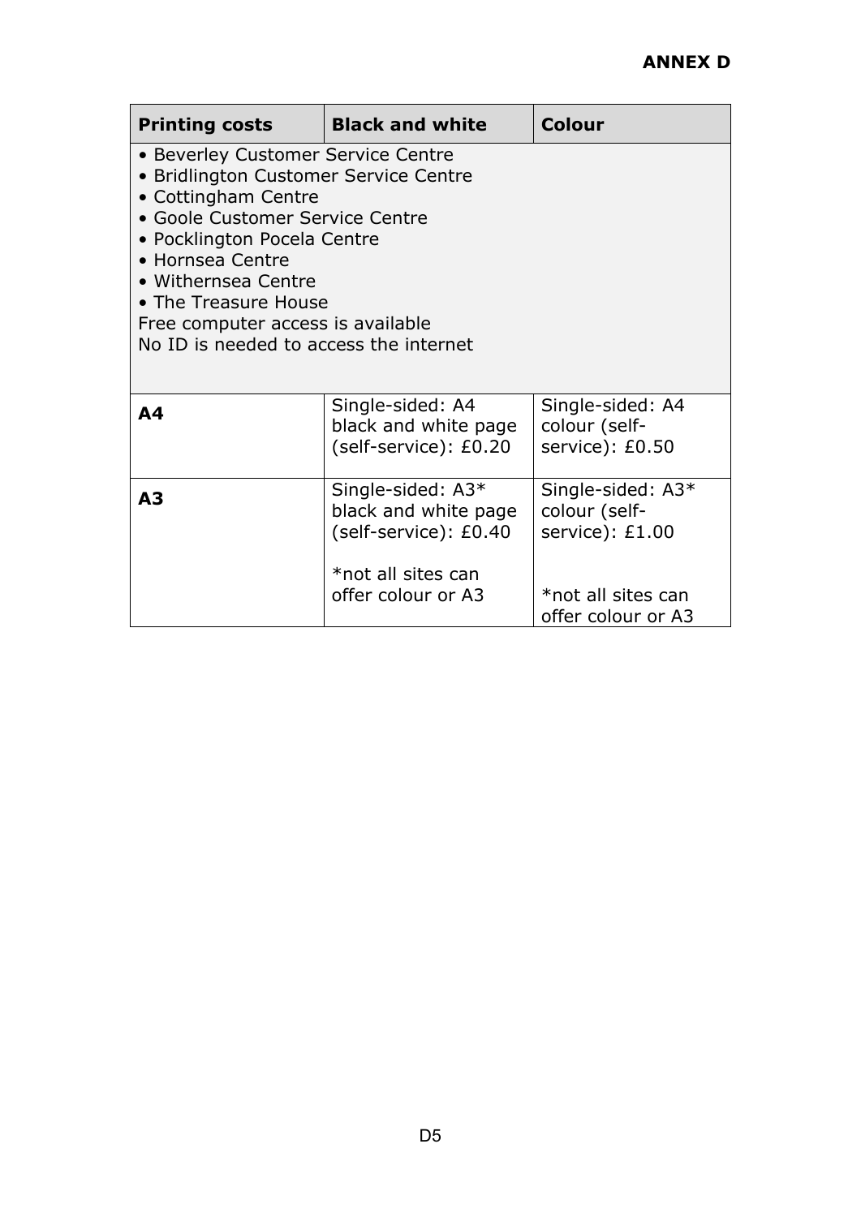**ANNEX D**

| Printing costs | Black and white | Colour |
|---|---|---|
| • Beverley Customer Service Centre<br>• Bridlington Customer Service Centre<br>• Cottingham Centre<br>• Goole Customer Service Centre<br>• Pocklington Pocela Centre<br>• Hornsea Centre<br>• Withernsea Centre<br>• The Treasure House<br>Free computer access is available<br>No ID is needed to access the internet | | |
| **A4** | Single-sided: A4 black and white page (self-service): £0.20 | Single-sided: A4 colour (self-service): £0.50 |
| **A3** | Single-sided: A3* black and white page (self-service): £0.40<br><br>*not all sites can offer colour or A3 | Single-sided: A3* colour (self-service): £1.00<br><br>*not all sites can offer colour or A3 |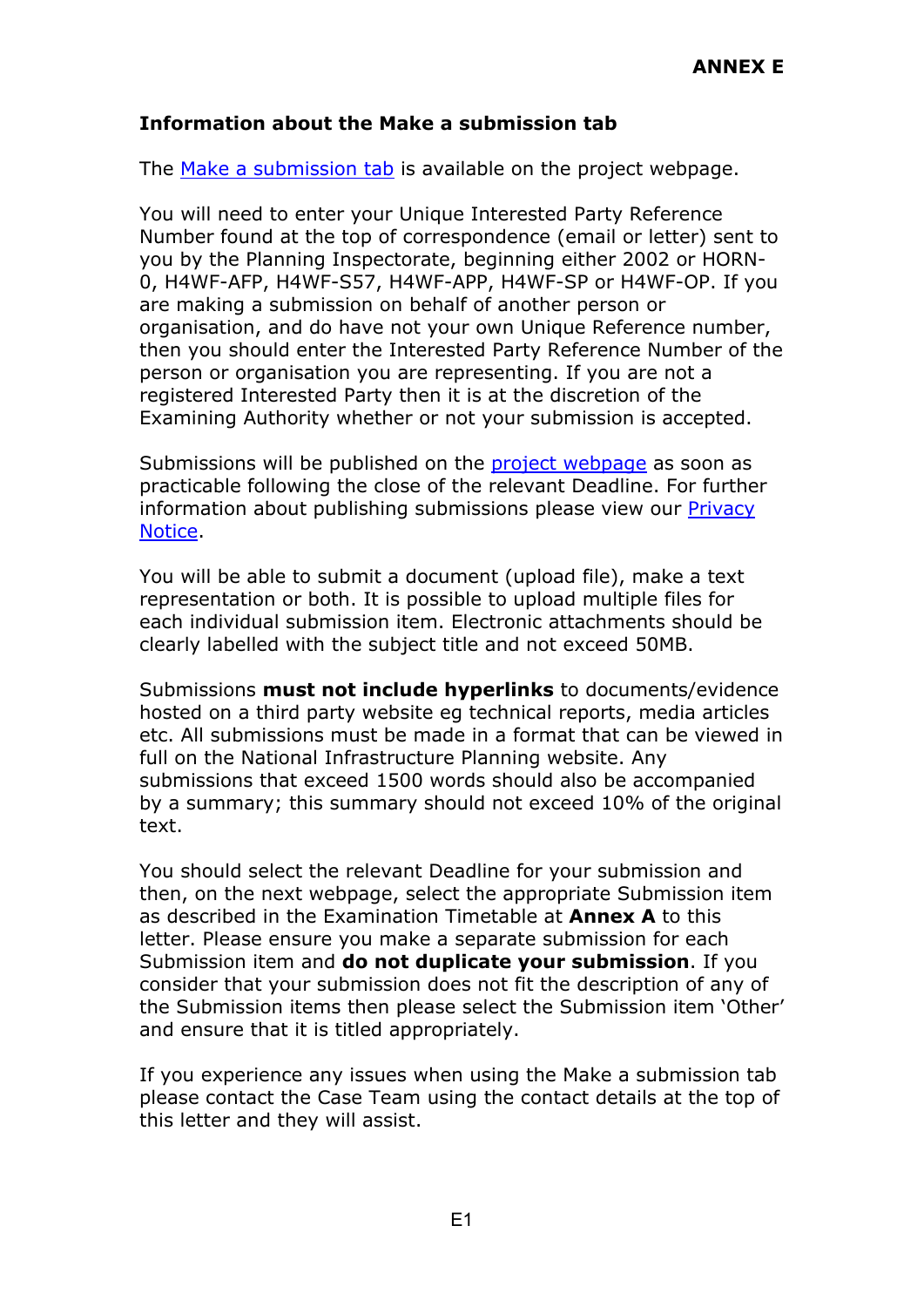**ANNEX E**

**Information about the Make a submission tab**

The [Make a submission tab](#) is available on the project webpage.

You will need to enter your Unique Interested Party Reference Number found at the top of correspondence (email or letter) sent to you by the Planning Inspectorate, beginning either 2002 or HORN-0, H4WF-AFP, H4WF-S57, H4WF-APP, H4WF-SP or H4WF-OP. If you are making a submission on behalf of another person or organisation, and do have not your own Unique Reference number, then you should enter the Interested Party Reference Number of the person or organisation you are representing. If you are not a registered Interested Party then it is at the discretion of the Examining Authority whether or not your submission is accepted.

Submissions will be published on the [project webpage](#) as soon as practicable following the close of the relevant Deadline. For further information about publishing submissions please view our [Privacy Notice](#).

You will be able to submit a document (upload file), make a text representation or both. It is possible to upload multiple files for each individual submission item. Electronic attachments should be clearly labelled with the subject title and not exceed 50MB.

Submissions **must not include hyperlinks** to documents/evidence hosted on a third party website eg technical reports, media articles etc. All submissions must be made in a format that can be viewed in full on the National Infrastructure Planning website. Any submissions that exceed 1500 words should also be accompanied by a summary; this summary should not exceed 10% of the original text.

You should select the relevant Deadline for your submission and then, on the next webpage, select the appropriate Submission item as described in the Examination Timetable at **Annex A** to this letter. Please ensure you make a separate submission for each Submission item and **do not duplicate your submission**. If you consider that your submission does not fit the description of any of the Submission items then please select the Submission item 'Other' and ensure that it is titled appropriately.

If you experience any issues when using the Make a submission tab please contact the Case Team using the contact details at the top of this letter and they will assist.